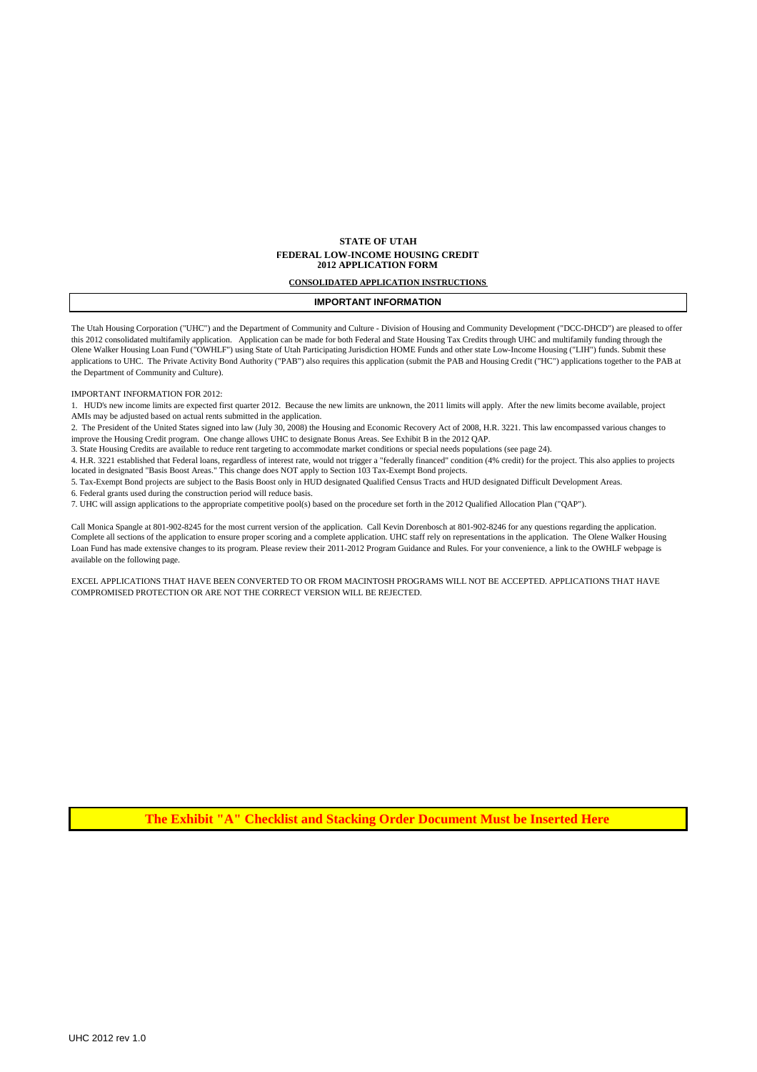# STATE OF UTAH

## FEDERAL LOW-INCOME HOUSING CREDIT

## 2012 APPLICATION FORM

**CONSOLIDATED APPLICATION INSTRUCTIONS**

## IMPORTANT INFORMATION

The Utah Housing Corporation ("UHC") and the Department of Community and Culture - Division of Housing and Community Development ("DCC-DHCD") are pleased to offer this 2012 consolidated multifamily application. Application can be made for both Federal and State Housing Tax Credits through UHC and multifamily funding through the Olene Walker Housing Loan Fund ("OWHLF") using State of Utah Participating Jurisdiction HOME Funds and other state Low-Income Housing ("LIH") funds. Submit these applications to UHC. The Private Activity Bond Authority ("PAB") also requires this application (submit the PAB and Housing Credit ("HC") applications together to the PAB at the Department of Community and Culture).

IMPORTANT INFORMATION FOR 2012:

1. HUD's new income limits are expected first quarter 2012. Because the new limits are unknown, the 2011 limits will apply. After the new limits become available, project AMIs may be adjusted based on actual rents submitted in the application.
2. The President of the United States signed into law (July 30, 2008) the Housing and Economic Recovery Act of 2008, H.R. 3221. This law encompassed various changes to improve the Housing Credit program. One change allows UHC to designate Bonus Areas. See Exhibit B in the 2012 QAP.
3. State Housing Credits are available to reduce rent targeting to accommodate market conditions or special needs populations (see page 24).
4. H.R. 3221 established that Federal loans, regardless of interest rate, would not trigger a "federally financed" condition (4% credit) for the project. This also applies to projects located in designated "Basis Boost Areas." This change does NOT apply to Section 103 Tax-Exempt Bond projects.
5. Tax-Exempt Bond projects are subject to the Basis Boost only in HUD designated Qualified Census Tracts and HUD designated Difficult Development Areas.
6. Federal grants used during the construction period will reduce basis.
7. UHC will assign applications to the appropriate competitive pool(s) based on the procedure set forth in the 2012 Qualified Allocation Plan ("QAP").

Call Monica Spangle at 801-902-8245 for the most current version of the application. Call Kevin Dorenbosch at 801-902-8246 for any questions regarding the application. Complete all sections of the application to ensure proper scoring and a complete application. UHC staff rely on representations in the application. The Olene Walker Housing Loan Fund has made extensive changes to its program. Please review their 2011-2012 Program Guidance and Rules. For your convenience, a link to the OWHLF webpage is available on the following page.

EXCEL APPLICATIONS THAT HAVE BEEN CONVERTED TO OR FROM MACINTOSH PROGRAMS WILL NOT BE ACCEPTED. APPLICATIONS THAT HAVE COMPROMISED PROTECTION OR ARE NOT THE CORRECT VERSION WILL BE REJECTED.

**The Exhibit "A" Checklist and Stacking Order Document Must be Inserted Here**

UHC 2012 rev 1.0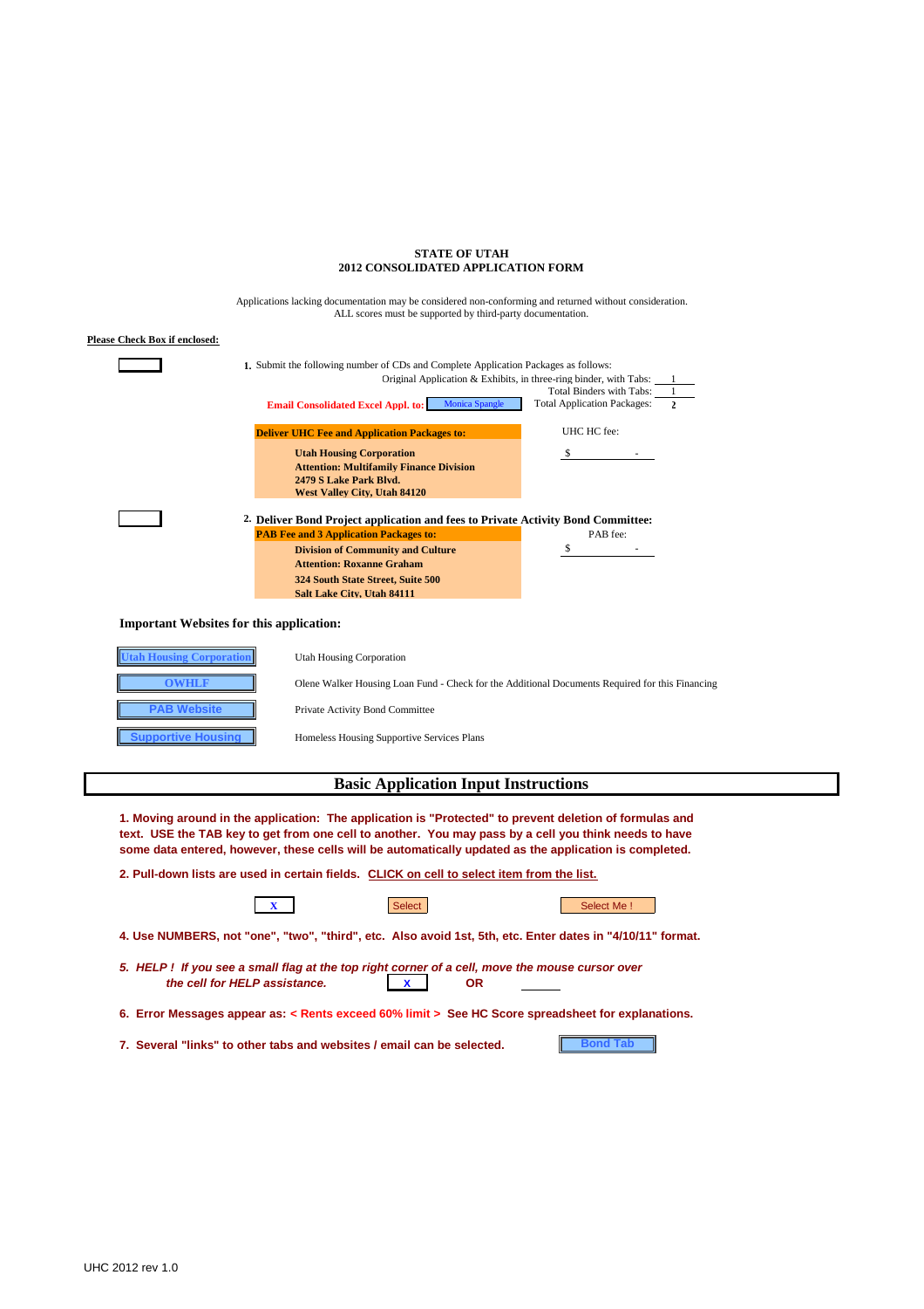# STATE OF UTAH
## 2012 CONSOLIDATED APPLICATION FORM

Applications lacking documentation may be considered non-conforming and returned without consideration.
ALL scores must be supported by third-party documentation.

**Please Check Box if enclosed:**

1. Submit the following number of CDs and Complete Application Packages as follows:

| | |
|---|---|
| Original Application & Exhibits, in three-ring binder, with Tabs: | 1 |
| Total Binders with Tabs: | 1 |
| Total Application Packages: | 2 |

**Email Consolidated Excel Appl. to:** Monica Spangle

**Deliver UHC Fee and Application Packages to:**

**Utah Housing Corporation**
**Attention: Multifamily Finance Division**
**2479 S Lake Park Blvd.**
**West Valley City, Utah 84120**

UHC HC fee: $ -

2. **Deliver Bond Project application and fees to Private Activity Bond Committee:**

**PAB Fee and 3 Application Packages to:**

**Division of Community and Culture**
**Attention: Roxanne Graham**
**324 South State Street, Suite 500**
**Salt Lake City, Utah 84111**

PAB fee: $ -

**Important Websites for this application:**

| | |
|---|---|
| Utah Housing Corporation | Utah Housing Corporation |
| OWHLF | Olene Walker Housing Loan Fund - Check for the Additional Documents Required for this Financing |
| PAB Website | Private Activity Bond Committee |
| Supportive Housing | Homeless Housing Supportive Services Plans |

## Basic Application Input Instructions

**1. Moving around in the application: The application is "Protected" to prevent deletion of formulas and text. USE the TAB key to get from one cell to another. You may pass by a cell you think needs to have some data entered, however, these cells will be automatically updated as the application is completed.**

**2. Pull-down lists are used in certain fields. CLICK on cell to select item from the list.**

X &nbsp;&nbsp;&nbsp; Select &nbsp;&nbsp;&nbsp; Select Me !

**4. Use NUMBERS, not "one", "two", "third", etc. Also avoid 1st, 5th, etc. Enter dates in "4/10/11" format.**

***5. HELP ! If you see a small flag at the top right corner of a cell, move the mouse cursor over the cell for HELP assistance.*** X **OR**

**6. Error Messages appear as: < Rents exceed 60% limit > See HC Score spreadsheet for explanations.**

**7. Several "links" to other tabs and websites / email can be selected.** Bond Tab

UHC 2012 rev 1.0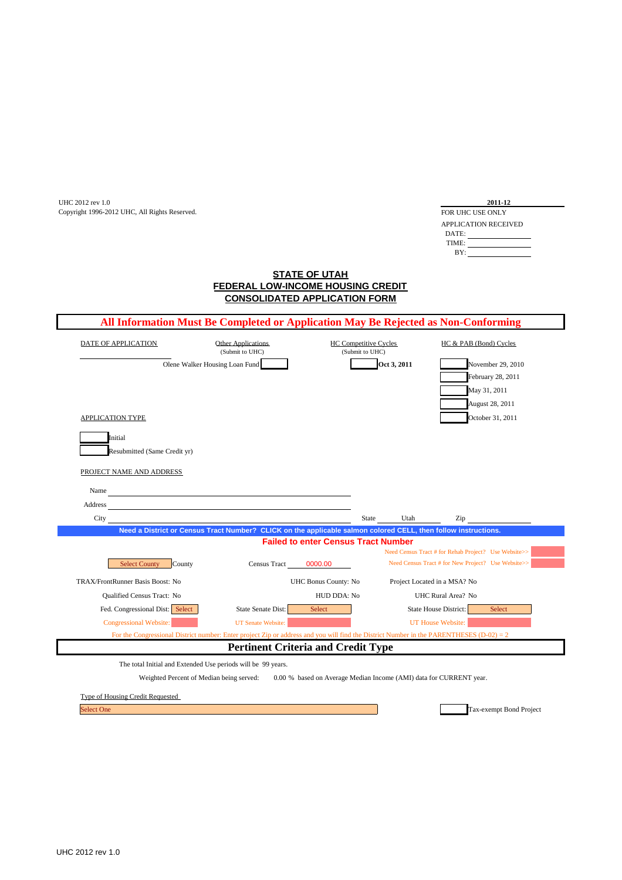UHC 2012 rev 1.0
Copyright 1996-2012 UHC, All Rights Reserved.

**2011-12**
FOR UHC USE ONLY
APPLICATION RECEIVED
DATE: ____________
TIME: ____________
BY: ____________

## STATE OF UTAH
## FEDERAL LOW-INCOME HOUSING CREDIT
## CONSOLIDATED APPLICATION FORM

**All Information Must Be Completed or Application May Be Rejected as Non-Conforming**

| DATE OF APPLICATION | Other Applications (Submit to UHC) | HC Competitive Cycles (Submit to UHC) | HC & PAB (Bond) Cycles |
|---|---|---|---|
| ____________ | Olene Walker Housing Loan Fund [ ] | [ ] **Oct 3, 2011** | [ ] November 29, 2010 |
| | | | [ ] February 28, 2011 |
| | | | [ ] May 31, 2011 |
| | | | [ ] August 28, 2011 |
| | | | [ ] October 31, 2011 |

APPLICATION TYPE

[ ] Initial
[ ] Resubmitted (Same Credit yr)

PROJECT NAME AND ADDRESS

Name ____________
Address ____________
City ____________ State Utah Zip ____________

**Need a District or Census Tract Number? CLICK on the applicable salmon colored CELL, then follow instructions.**

**Failed to enter Census Tract Number**

Need Census Tract # for Rehab Project? Use Website>>
Need Census Tract # for New Project? Use Website>>

Select County County | Census Tract 0000.00

TRAX/FrontRunner Basis Boost: No | UHC Bonus County: No | Project Located in a MSA? No

Qualified Census Tract: No | HUD DDA: No | UHC Rural Area? No

Fed. Congressional Dist: Select | State Senate Dist: Select | State House District: Select

Congressional Website: | UT Senate Website: | UT House Website:

For the Congressional District number: Enter project Zip or address and you will find the District Number in the PARENTHESES (D-02) = 2

## Pertinent Criteria and Credit Type

The total Initial and Extended Use periods will be 99 years.

Weighted Percent of Median being served: 0.00 % based on Average Median Income (AMI) data for CURRENT year.

Type of Housing Credit Requested

Select One

[ ] Tax-exempt Bond Project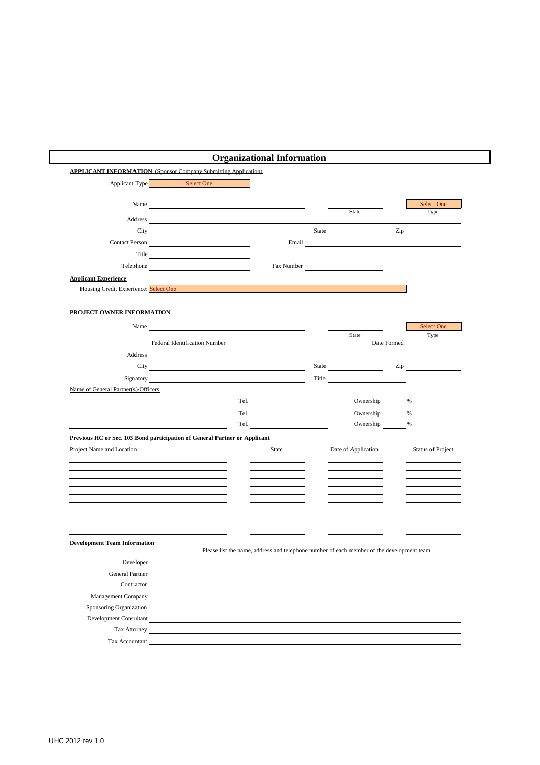# Organizational Information

**APPLICANT INFORMATION** (Sponsor Company Submitting Application)

Applicant Type: Select One

Name ______________________ State ________ Type: Select One

Address ______________________

City ______________________ State ________ Zip ________

Contact Person ______________________ Email ______________________

Title ______________________

Telephone ______________________ Fax Number ______________________

**Applicant Experience**

Housing Credit Experience: Select One

**PROJECT OWNER INFORMATION**

Name ______________________ State ________ Type: Select One

Federal Identification Number ______________________ Date Formed ________

Address ______________________

City ______________________ State ________ Zip ________

Signatory ______________________ Title ______________________

Name of General Partner(s)/Officers

| Name | Tel. | Ownership |
|---|---|---|
| | Tel. | % |
| | Tel. | % |
| | Tel. | % |

**Previous HC or Sec. 103 Bond participation of General Partner or Applicant**

| Project Name and Location | State | Date of Application | Status of Project |
|---|---|---|---|
| | | | |
| | | | |
| | | | |
| | | | |
| | | | |
| | | | |
| | | | |
| | | | |
| | | | |
| | | | |

**Development Team Information**

Please list the name, address and telephone number of each member of the development team

Developer ______________________

General Partner ______________________

Contractor ______________________

Management Company ______________________

Sponsoring Organization ______________________

Development Consultant ______________________

Tax Attorney ______________________

Tax Accountant ______________________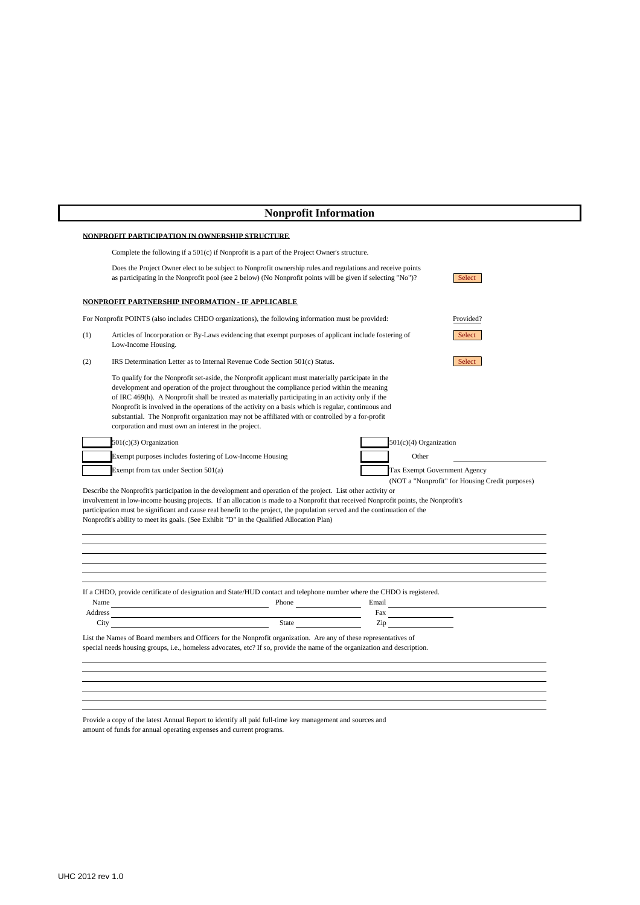# Nonprofit Information

**NONPROFIT PARTICIPATION IN OWNERSHIP STRUCTURE**

Complete the following if a 501(c) if Nonprofit is a part of the Project Owner's structure.

Does the Project Owner elect to be subject to Nonprofit ownership rules and regulations and receive points as participating in the Nonprofit pool (see 2 below) (No Nonprofit points will be given if selecting "No")? Select

**NONPROFIT PARTNERSHIP INFORMATION - IF APPLICABLE**

For Nonprofit POINTS (also includes CHDO organizations), the following information must be provided: Provided?

(1) Articles of Incorporation or By-Laws evidencing that exempt purposes of applicant include fostering of Low-Income Housing. Select

(2) IRS Determination Letter as to Internal Revenue Code Section 501(c) Status. Select

To qualify for the Nonprofit set-aside, the Nonprofit applicant must materially participate in the development and operation of the project throughout the compliance period within the meaning of IRC 469(h). A Nonprofit shall be treated as materially participating in an activity only if the Nonprofit is involved in the operations of the activity on a basis which is regular, continuous and substantial. The Nonprofit organization may not be affiliated with or controlled by a for-profit corporation and must own an interest in the project.

- [ ] 501(c)(3) Organization
- [ ] Exempt purposes includes fostering of Low-Income Housing
- [ ] Exempt from tax under Section 501(a)
- [ ] 501(c)(4) Organization
- [ ] Other ______
- [ ] Tax Exempt Government Agency (NOT a "Nonprofit" for Housing Credit purposes)

Describe the Nonprofit's participation in the development and operation of the project. List other activity or involvement in low-income housing projects. If an allocation is made to a Nonprofit that received Nonprofit points, the Nonprofit's participation must be significant and cause real benefit to the project, the population served and the continuation of the Nonprofit's ability to meet its goals. (See Exhibit "D" in the Qualified Allocation Plan)

______________________________

If a CHDO, provide certificate of designation and State/HUD contact and telephone number where the CHDO is registered.

Name ______ Phone ______ Email ______

Address ______ Fax ______

City ______ State ______ Zip ______

List the Names of Board members and Officers for the Nonprofit organization. Are any of these representatives of special needs housing groups, i.e., homeless advocates, etc? If so, provide the name of the organization and description.

______________________________

Provide a copy of the latest Annual Report to identify all paid full-time key management and sources and amount of funds for annual operating expenses and current programs.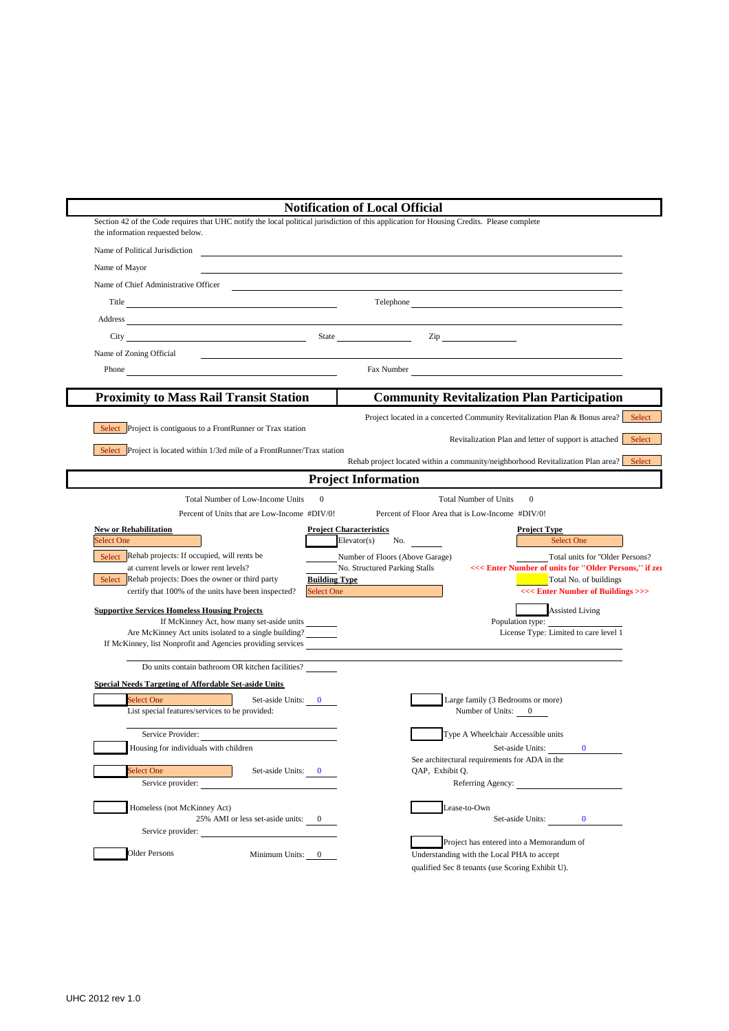## Notification of Local Official

Section 42 of the Code requires that UHC notify the local political jurisdiction of this application for Housing Credits. Please complete the information requested below.

Name of Political Jurisdiction ______________________

Name of Mayor ______________________

Name of Chief Administrative Officer ______________________

Title ______________________ Telephone ______________________

Address ______________________

City ______________________ State __________ Zip __________

Name of Zoning Official ______________________

Phone ______________________ Fax Number ______________________

## Proximity to Mass Rail Transit Station

Select Project is contiguous to a FrontRunner or Trax station

Select Project is located within 1/3rd mile of a FrontRunner/Trax station

## Community Revitalization Plan Participation

Project located in a concerted Community Revitalization Plan & Bonus area? Select

Revitalization Plan and letter of support is attached Select

Rehab project located within a community/neighborhood Revitalization Plan area? Select

## Project Information

Total Number of Low-Income Units 0 | Total Number of Units 0

Percent of Units that are Low-Income #DIV/0! | Percent of Floor Area that is Low-Income #DIV/0!

**New or Rehabilitation**

Select One

Select Rehab projects: If occupied, will rents be at current levels or lower rent levels?

Select Rehab projects: Does the owner or third party certify that 100% of the units have been inspected?

**Project Characteristics**

Elevator(s) No. ______

Number of Floors (Above Garage)

No. Structured Parking Stalls

**Building Type**

Select One

**Project Type**

Select One

Total units for "Older Persons?

<<< Enter Number of units for "Older Persons," if zer

Total No. of buildings

<<< Enter Number of Buildings >>>

**Supportive Services Homeless Housing Projects**

If McKinney Act, how many set-aside units ______

Are McKinney Act units isolated to a single building? ______

If McKinney, list Nonprofit and Agencies providing services ______

Do units contain bathroom OR kitchen facilities? ______

Assisted Living

Population type: ______

License Type: Limited to care level 1

**Special Needs Targeting of Affordable Set-aside Units**

Select One Set-aside Units: 0

List special features/services to be provided:

Service Provider: ______

Housing for individuals with children

Select One Set-aside Units: 0

Service provider: ______

Homeless (not McKinney Act)

25% AMI or less set-aside units: 0

Service provider: ______

Older Persons Minimum Units: 0

Large family (3 Bedrooms or more)

Number of Units: 0

Type A Wheelchair Accessible units

Set-aside Units: 0

See architectural requirements for ADA in the QAP, Exhibit Q.

Referring Agency: ______

Lease-to-Own

Set-aside Units: 0

Project has entered into a Memorandum of Understanding with the Local PHA to accept qualified Sec 8 tenants (use Scoring Exhibit U).

UHC 2012 rev 1.0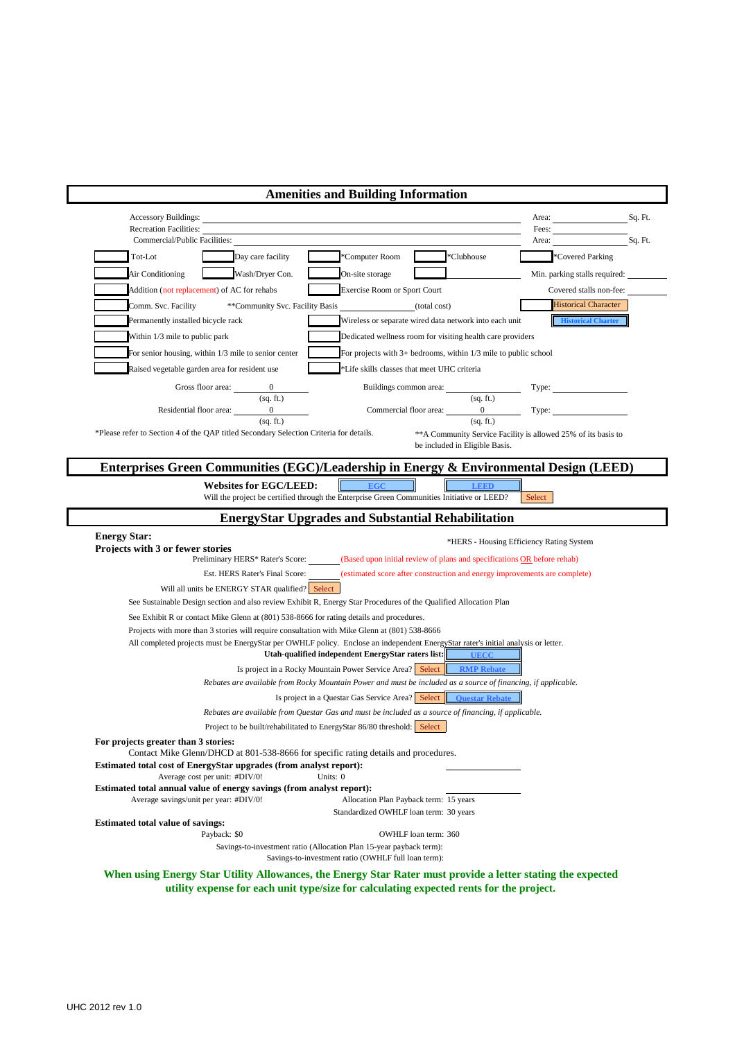## Amenities and Building Information

Accessory Buildings: ______ Area: ______ Sq. Ft.

Recreation Facilities: ______ Fees: ______

Commercial/Public Facilities: ______ Area: ______ Sq. Ft.

| | | | | | | | |
|---|---|---|---|---|---|---|---|
| | Tot-Lot | | Day care facility | | *Computer Room | | *Clubhouse |
| | Air Conditioning | | Wash/Dryer Con. | | On-site storage | | |
| | Addition (not replacement) of AC for rehabs | | | | Exercise Room or Sport Court | | |
| | Comm. Svc. Facility | | **Community Svc. Facility Basis ______ (total cost) | | | | |
| | Permanently installed bicycle rack | | | | Wireless or separate wired data network into each unit | | |
| | Within 1/3 mile to public park | | | | Dedicated wellness room for visiting health care providers | | |
| | For senior housing, within 1/3 mile to senior center | | | | For projects with 3+ bedrooms, within 1/3 mile to public school | | |
| | Raised vegetable garden area for resident use | | | | *Life skills classes that meet UHC criteria | | |

*Covered Parking

Min. parking stalls required: ______

Covered stalls non-fee: ______

Historical Character

Historical Charter

Gross floor area: 0 (sq. ft.) Buildings common area: ______ (sq. ft.) Type: ______

Residential floor area: 0 (sq. ft.) Commercial floor area: 0 (sq. ft.) Type: ______

*Please refer to Section 4 of the QAP titled Secondary Selection Criteria for details.

**A Community Service Facility is allowed 25% of its basis to be included in Eligible Basis.

## Enterprises Green Communities (EGC)/Leadership in Energy & Environmental Design (LEED)

**Websites for EGC/LEED:** EGC LEED

Will the project be certified through the Enterprise Green Communities Initiative or LEED? Select

## EnergyStar Upgrades and Substantial Rehabilitation

**Energy Star:**

**Projects with 3 or fewer stories**

*HERS - Housing Efficiency Rating System

Preliminary HERS* Rater's Score: ______ (Based upon initial review of plans and specifications OR before rehab)

Est. HERS Rater's Final Score: ______ (estimated score after construction and energy improvements are complete)

Will all units be ENERGY STAR qualified? Select

See Sustainable Design section and also review Exhibit R, Energy Star Procedures of the Qualified Allocation Plan

See Exhibit R or contact Mike Glenn at (801) 538-8666 for rating details and procedures.

Projects with more than 3 stories will require consultation with Mike Glenn at (801) 538-8666

All completed projects must be EnergyStar per OWHLF policy. Enclose an independent EnergyStar rater's initial analysis or letter.

**Utah-qualified independent EnergyStar raters list:** UECC

Is project in a Rocky Mountain Power Service Area? Select RMP Rebate

*Rebates are available from Rocky Mountain Power and must be included as a source of financing, if applicable.*

Is project in a Questar Gas Service Area? Select Questar Rebate

*Rebates are available from Questar Gas and must be included as a source of financing, if applicable.*

Project to be built/rehabilitated to EnergyStar 86/80 threshold: Select

**For projects greater than 3 stories:**

Contact Mike Glenn/DHCD at 801-538-8666 for specific rating details and procedures.

**Estimated total cost of EnergyStar upgrades (from analyst report):** ______

Average cost per unit: #DIV/0! Units: 0

**Estimated total annual value of energy savings (from analyst report):** ______

Average savings/unit per year: #DIV/0! Allocation Plan Payback term: 15 years

Standardized OWHLF loan term: 30 years

**Estimated total value of savings:**

Payback: $0 OWHLF loan term: 360

Savings-to-investment ratio (Allocation Plan 15-year payback term):

Savings-to-investment ratio (OWHLF full loan term):

**When using Energy Star Utility Allowances, the Energy Star Rater must provide a letter stating the expected utility expense for each unit type/size for calculating expected rents for the project.**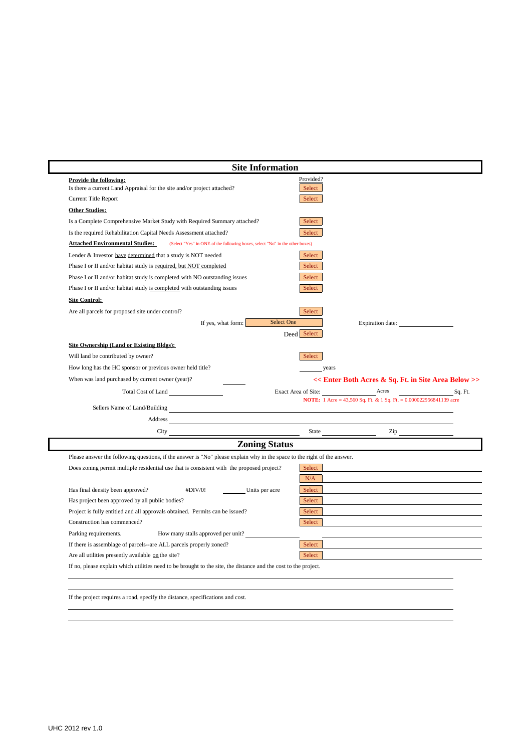## Site Information

**Provide the following:**

| | Provided? |
|---|---|
| Is there a current Land Appraisal for the site and/or project attached? | Select |
| Current Title Report | Select |

**Other Studies:**

| | |
|---|---|
| Is a Complete Comprehensive Market Study with Required Summary attached? | Select |
| Is the required Rehabilitation Capital Needs Assessment attached? | Select |

**Attached Environmental Studies:** (Select "Yes" in ONE of the following boxes, select "No" in the other boxes)

| | |
|---|---|
| Lender & Investor have determined that a study is NOT needed | Select |
| Phase I or II and/or habitat study is required, but NOT completed | Select |
| Phase I or II and/or habitat study is completed with NO outstanding issues | Select |
| Phase I or II and/or habitat study is completed with outstanding issues | Select |

**Site Control:**

Are all parcels for proposed site under control? Select

If yes, what form: Select One Expiration date: ____________

Deed Select

**Site Ownership (Land or Existing Bldgs):**

Will land be contributed by owner? Select

How long has the HC sponsor or previous owner held title? ______ years

When was land purchased by current owner (year)? ______ **<< Enter Both Acres & Sq. Ft. in Site Area Below >>**

Total Cost of Land ____________ Exact Area of Site: ____________ Acres ____________ Sq. Ft.

**NOTE:** 1 Acre = 43,560 Sq. Ft. & 1 Sq. Ft. = 0.000022956841139 acre

Sellers Name of Land/Building ____________

Address ____________

City ____________ State ____________ Zip ____________

## Zoning Status

Please answer the following questions, if the answer is "No" please explain why in the space to the right of the answer.

| | | |
|---|---|---|
| Does zoning permit multiple residential use that is consistent with the proposed project? | Select | |
| | N/A | |
| Has final density been approved? #DIV/0! ______ Units per acre | Select | |
| Has project been approved by all public bodies? | Select | |
| Project is fully entitled and all approvals obtained. Permits can be issued? | Select | |
| Construction has commenced? | Select | |
| Parking requirements. How many stalls approved per unit? ______ | | |
| If there is assemblage of parcels--are ALL parcels properly zoned? | Select | |
| Are all utilities presently available on the site? | Select | |

If no, please explain which utilities need to be brought to the site, the distance and the cost to the project.

____________

____________

If the project requires a road, specify the distance, specifications and cost.

____________

____________

UHC 2012 rev 1.0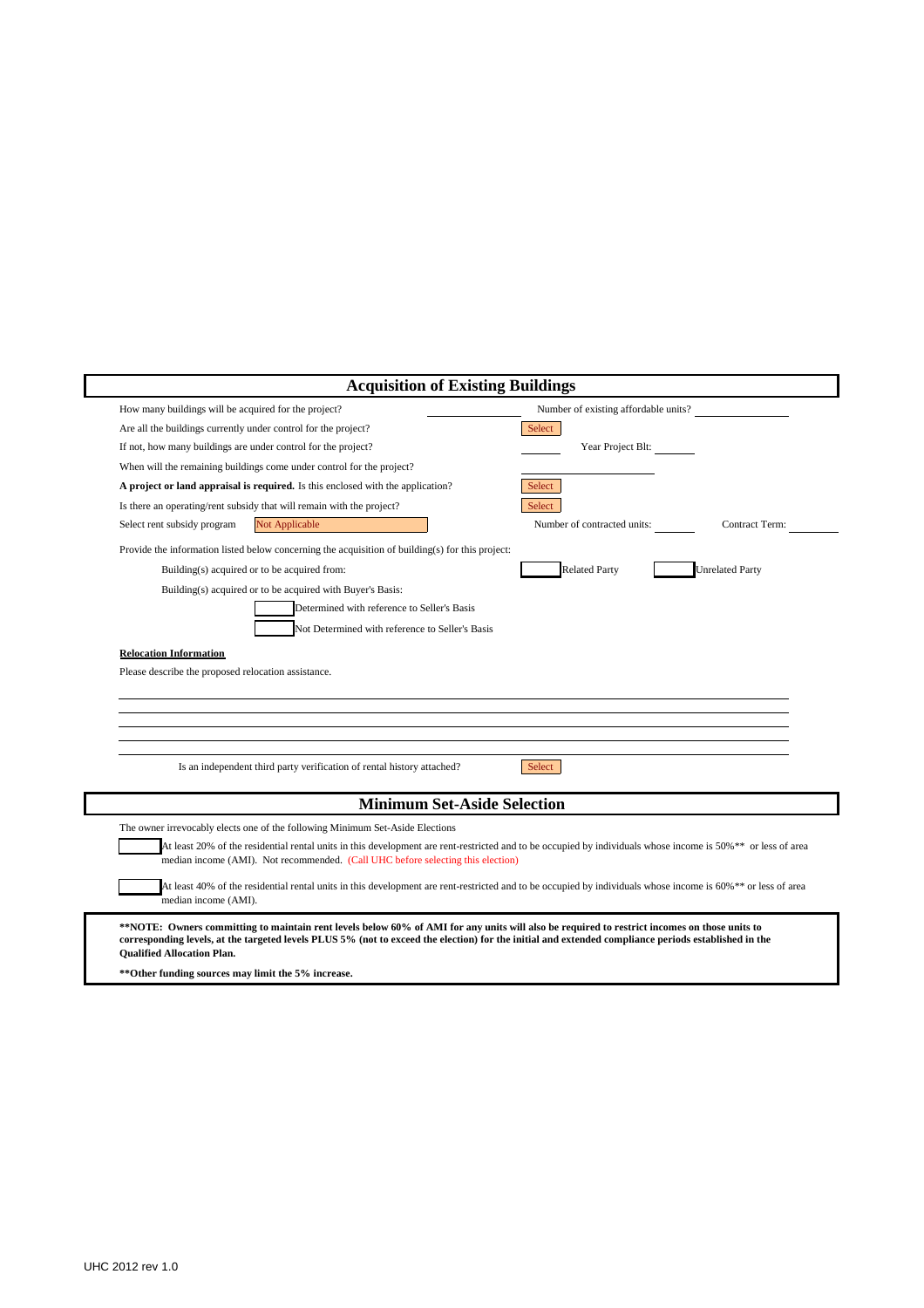## Acquisition of Existing Buildings

How many buildings will be acquired for the project? ______ Number of existing affordable units? ______

Are all the buildings currently under control for the project? Select

If not, how many buildings are under control for the project? ______ Year Project Blt: ______

When will the remaining buildings come under control for the project? ______

**A project or land appraisal is required.** Is this enclosed with the application? Select

Is there an operating/rent subsidy that will remain with the project? Select

Select rent subsidy program: Not Applicable Number of contracted units: ______ Contract Term: ______

Provide the information listed below concerning the acquisition of building(s) for this project:

Building(s) acquired or to be acquired from: ☐ Related Party ☐ Unrelated Party

Building(s) acquired or to be acquired with Buyer's Basis:

☐ Determined with reference to Seller's Basis

☐ Not Determined with reference to Seller's Basis

**Relocation Information**

Please describe the proposed relocation assistance.

______

______

______

______

______

Is an independent third party verification of rental history attached? Select

## Minimum Set-Aside Selection

The owner irrevocably elects one of the following Minimum Set-Aside Elections

☐ At least 20% of the residential rental units in this development are rent-restricted and to be occupied by individuals whose income is 50%** or less of area median income (AMI). Not recommended. (Call UHC before selecting this election)

☐ At least 40% of the residential rental units in this development are rent-restricted and to be occupied by individuals whose income is 60%** or less of area median income (AMI).

**\*\*NOTE: Owners committing to maintain rent levels below 60% of AMI for any units will also be required to restrict incomes on those units to corresponding levels, at the targeted levels PLUS 5% (not to exceed the election) for the initial and extended compliance periods established in the Qualified Allocation Plan.**

**\*\*Other funding sources may limit the 5% increase.**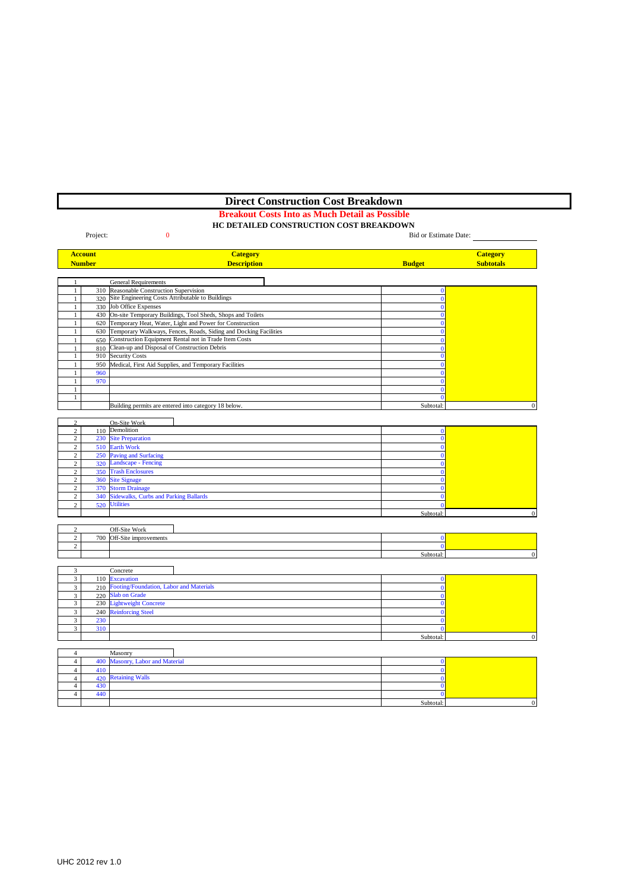# Direct Construction Cost Breakdown

**Breakout Costs Into as Much Detail as Possible**

**HC DETAILED CONSTRUCTION COST BREAKDOWN**

Project: 0

Bid or Estimate Date: ____________

| Account Number | | Category Description | Budget | Category Subtotals |
|---|---|---|---|---|
| 1 | | General Requirements | | |
| 1 | 310 | Reasonable Construction Supervision | 0 | |
| 1 | 320 | Site Engineering Costs Attributable to Buildings | 0 | |
| 1 | 330 | Job Office Expenses | 0 | |
| 1 | 430 | On-site Temporary Buildings, Tool Sheds, Shops and Toilets | 0 | |
| 1 | 620 | Temporary Heat, Water, Light and Power for Construction | 0 | |
| 1 | 630 | Temporary Walkways, Fences, Roads, Siding and Docking Facilities | 0 | |
| 1 | 650 | Construction Equipment Rental not in Trade Item Costs | 0 | |
| 1 | 810 | Clean-up and Disposal of Construction Debris | 0 | |
| 1 | 910 | Security Costs | 0 | |
| 1 | 950 | Medical, First Aid Supplies, and Temporary Facilities | 0 | |
| 1 | 960 | | 0 | |
| 1 | 970 | | 0 | |
| 1 | | | 0 | |
| 1 | | | 0 | |
| | | Building permits are entered into category 18 below. | Subtotal: | 0 |
| 2 | | On-Site Work | | |
| 2 | 110 | Demolition | 0 | |
| 2 | 230 | Site Preparation | 0 | |
| 2 | 510 | Earth Work | 0 | |
| 2 | 250 | Paving and Surfacing | 0 | |
| 2 | 320 | Landscape - Fencing | 0 | |
| 2 | 350 | Trash Enclosures | 0 | |
| 2 | 360 | Site Signage | 0 | |
| 2 | 370 | Storm Drainage | 0 | |
| 2 | 340 | Sidewalks, Curbs and Parking Ballards | 0 | |
| 2 | 520 | Utilities | 0 | |
| | | | Subtotal: | 0 |
| 2 | | Off-Site Work | | |
| 2 | 700 | Off-Site improvements | 0 | |
| 2 | | | 0 | |
| | | | Subtotal: | 0 |
| 3 | | Concrete | | |
| 3 | 110 | Excavation | 0 | |
| 3 | 210 | Footing/Foundation, Labor and Materials | 0 | |
| 3 | 220 | Slab on Grade | 0 | |
| 3 | 230 | Lightweight Concrete | 0 | |
| 3 | 240 | Reinforcing Steel | 0 | |
| 3 | 230 | | 0 | |
| 3 | 310 | | 0 | |
| | | | Subtotal: | 0 |
| 4 | | Masonry | | |
| 4 | 400 | Masonry, Labor and Material | 0 | |
| 4 | 410 | | 0 | |
| 4 | 420 | Retaining Walls | 0 | |
| 4 | 430 | | 0 | |
| 4 | 440 | | 0 | |
| | | | Subtotal: | 0 |

UHC 2012 rev 1.0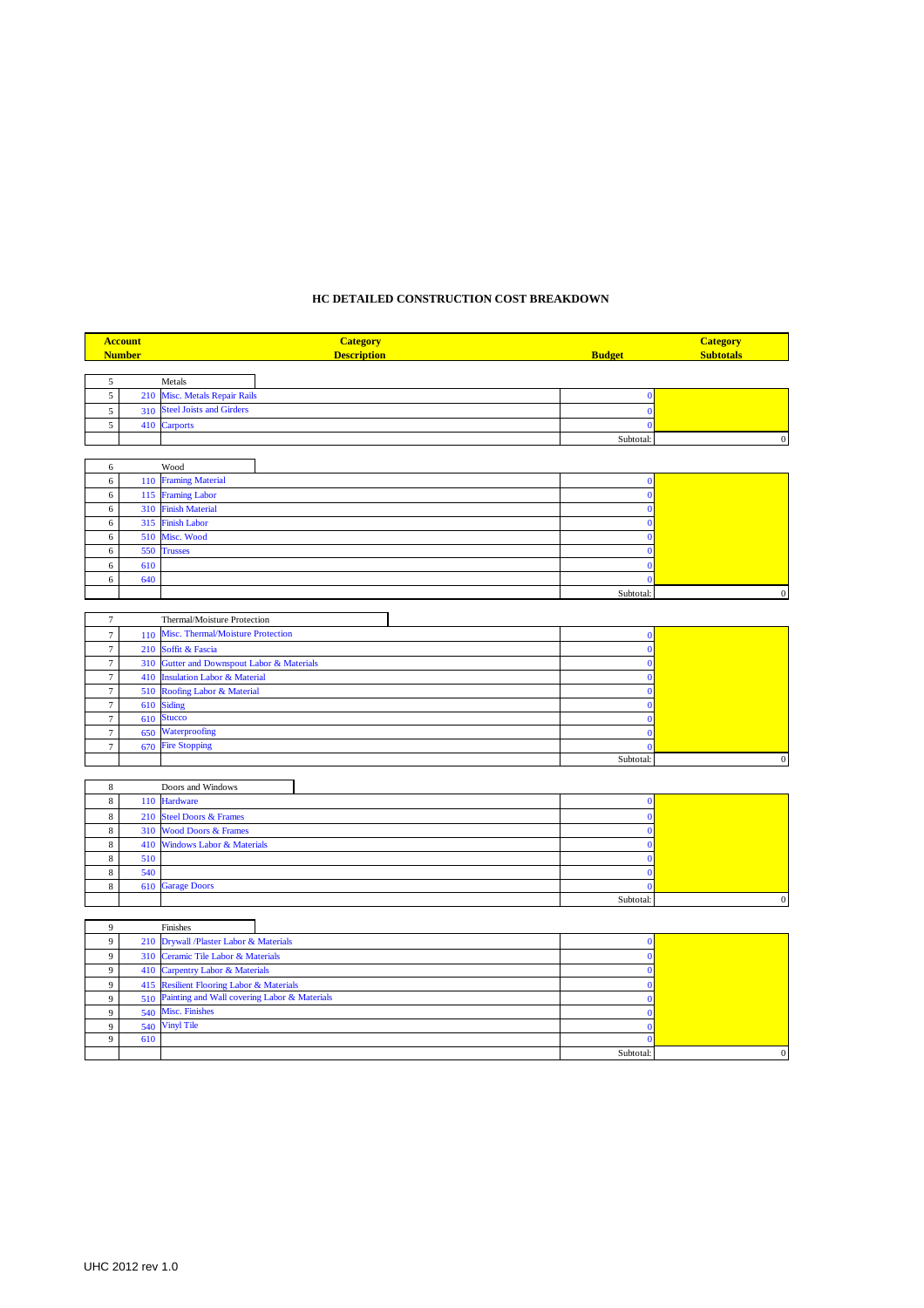**HC DETAILED CONSTRUCTION COST BREAKDOWN**

| Account Number | | Category Description | Budget | Category Subtotals |
|---|---|---|---|---|
| 5 | | Metals | | |
| 5 | 210 | Misc. Metals Repair Rails | 0 | |
| 5 | 310 | Steel Joists and Girders | 0 | |
| 5 | 410 | Carports | 0 | |
| | | | Subtotal: | 0 |
| 6 | | Wood | | |
| 6 | 110 | Framing Material | 0 | |
| 6 | 115 | Framing Labor | 0 | |
| 6 | 310 | Finish Material | 0 | |
| 6 | 315 | Finish Labor | 0 | |
| 6 | 510 | Misc. Wood | 0 | |
| 6 | 550 | Trusses | 0 | |
| 6 | 610 | | 0 | |
| 6 | 640 | | 0 | |
| | | | Subtotal: | 0 |
| 7 | | Thermal/Moisture Protection | | |
| 7 | 110 | Misc. Thermal/Moisture Protection | 0 | |
| 7 | 210 | Soffit & Fascia | 0 | |
| 7 | 310 | Gutter and Downspout Labor & Materials | 0 | |
| 7 | 410 | Insulation Labor & Material | 0 | |
| 7 | 510 | Roofing Labor & Material | 0 | |
| 7 | 610 | Siding | 0 | |
| 7 | 610 | Stucco | 0 | |
| 7 | 650 | Waterproofing | 0 | |
| 7 | 670 | Fire Stopping | 0 | |
| | | | Subtotal: | 0 |
| 8 | | Doors and Windows | | |
| 8 | 110 | Hardware | 0 | |
| 8 | 210 | Steel Doors & Frames | 0 | |
| 8 | 310 | Wood Doors & Frames | 0 | |
| 8 | 410 | Windows Labor & Materials | 0 | |
| 8 | 510 | | 0 | |
| 8 | 540 | | 0 | |
| 8 | 610 | Garage Doors | 0 | |
| | | | Subtotal: | 0 |
| 9 | | Finishes | | |
| 9 | 210 | Drywall /Plaster Labor & Materials | 0 | |
| 9 | 310 | Ceramic Tile Labor & Materials | 0 | |
| 9 | 410 | Carpentry Labor & Materials | 0 | |
| 9 | 415 | Resilient Flooring Labor & Materials | 0 | |
| 9 | 510 | Painting and Wall covering Labor & Materials | 0 | |
| 9 | 540 | Misc. Finishes | 0 | |
| 9 | 540 | Vinyl Tile | 0 | |
| 9 | 610 | | 0 | |
| | | | Subtotal: | 0 |

UHC 2012 rev 1.0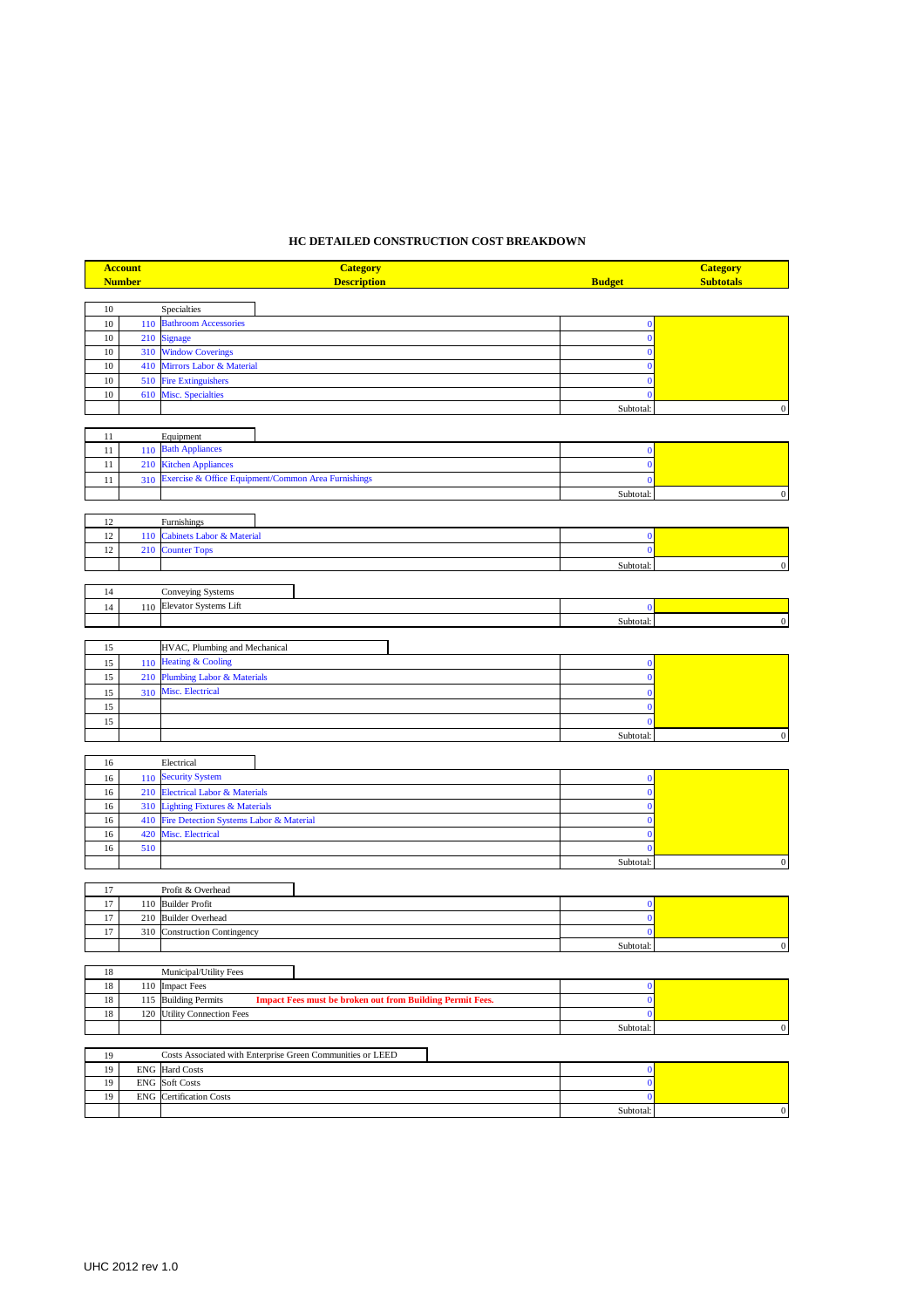## HC DETAILED CONSTRUCTION COST BREAKDOWN

| Account Number | | Category Description | Budget | Category Subtotals |
|---|---|---|---|---|
| 10 | | Specialties | | |
| 10 | 110 | Bathroom Accessories | 0 | |
| 10 | 210 | Signage | 0 | |
| 10 | 310 | Window Coverings | 0 | |
| 10 | 410 | Mirrors Labor & Material | 0 | |
| 10 | 510 | Fire Extinguishers | 0 | |
| 10 | 610 | Misc. Specialties | 0 | |
| | | | Subtotal: | 0 |
| 11 | | Equipment | | |
| 11 | 110 | Bath Appliances | 0 | |
| 11 | 210 | Kitchen Appliances | 0 | |
| 11 | 310 | Exercise & Office Equipment/Common Area Furnishings | 0 | |
| | | | Subtotal: | 0 |
| 12 | | Furnishings | | |
| 12 | 110 | Cabinets Labor & Material | 0 | |
| 12 | 210 | Counter Tops | 0 | |
| | | | Subtotal: | 0 |
| 14 | | Conveying Systems | | |
| 14 | 110 | Elevator Systems Lift | 0 | |
| | | | Subtotal: | 0 |
| 15 | | HVAC, Plumbing and Mechanical | | |
| 15 | 110 | Heating & Cooling | 0 | |
| 15 | 210 | Plumbing Labor & Materials | 0 | |
| 15 | 310 | Misc. Electrical | 0 | |
| 15 | | | 0 | |
| 15 | | | 0 | |
| | | | Subtotal: | 0 |
| 16 | | Electrical | | |
| 16 | 110 | Security System | 0 | |
| 16 | 210 | Electrical Labor & Materials | 0 | |
| 16 | 310 | Lighting Fixtures & Materials | 0 | |
| 16 | 410 | Fire Detection Systems Labor & Material | 0 | |
| 16 | 420 | Misc. Electrical | 0 | |
| 16 | 510 | | 0 | |
| | | | Subtotal: | 0 |
| 17 | | Profit & Overhead | | |
| 17 | 110 | Builder Profit | 0 | |
| 17 | 210 | Builder Overhead | 0 | |
| 17 | 310 | Construction Contingency | 0 | |
| | | | Subtotal: | 0 |
| 18 | | Municipal/Utility Fees | | |
| 18 | 110 | Impact Fees | 0 | |
| 18 | 115 | Building Permits **Impact Fees must be broken out from Building Permit Fees.** | 0 | |
| 18 | 120 | Utility Connection Fees | 0 | |
| | | | Subtotal: | 0 |
| 19 | | Costs Associated with Enterprise Green Communities or LEED | | |
| 19 | ENG | Hard Costs | 0 | |
| 19 | ENG | Soft Costs | 0 | |
| 19 | ENG | Certification Costs | 0 | |
| | | | Subtotal: | 0 |

UHC 2012 rev 1.0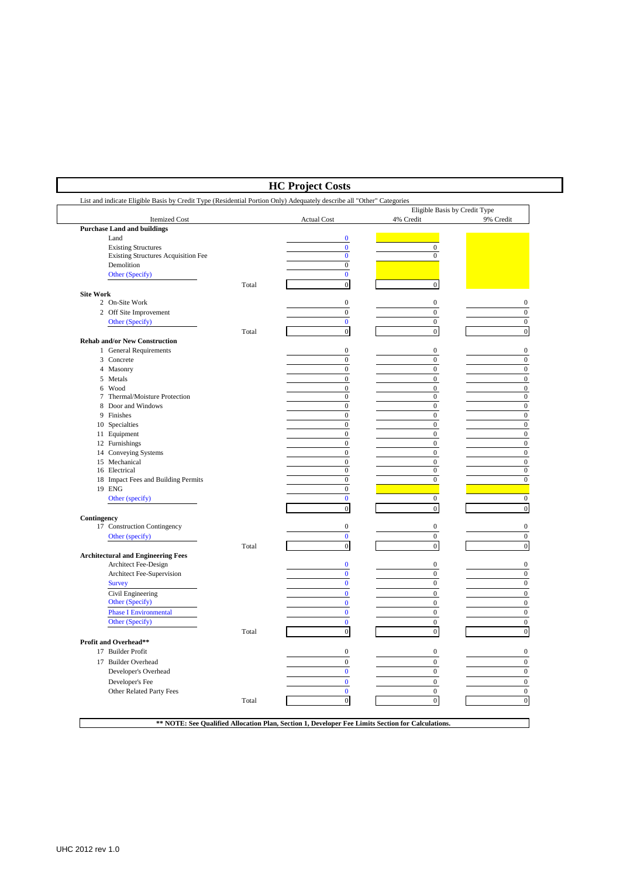# HC Project Costs

List and indicate Eligible Basis by Credit Type (Residential Portion Only) Adequately describe all "Other" Categories

| Itemized Cost | | Actual Cost | Eligible Basis by Credit Type 4% Credit | 9% Credit |
|---|---|---|---|---|
| **Purchase Land and buildings** | | | | |
| Land | | 0 | | |
| Existing Structures | | 0 | 0 | |
| Existing Structures Acquisition Fee | | 0 | 0 | |
| Demolition | | 0 | | |
| Other (Specify) | | 0 | | |
| | Total | 0 | 0 | |
| **Site Work** | | | | |
| 2 On-Site Work | | 0 | 0 | 0 |
| 2 Off Site Improvement | | 0 | 0 | 0 |
| Other (Specify) | | 0 | 0 | 0 |
| | Total | 0 | 0 | 0 |
| **Rehab and/or New Construction** | | | | |
| 1 General Requirements | | 0 | 0 | 0 |
| 3 Concrete | | 0 | 0 | 0 |
| 4 Masonry | | 0 | 0 | 0 |
| 5 Metals | | 0 | 0 | 0 |
| 6 Wood | | 0 | 0 | 0 |
| 7 Thermal/Moisture Protection | | 0 | 0 | 0 |
| 8 Door and Windows | | 0 | 0 | 0 |
| 9 Finishes | | 0 | 0 | 0 |
| 10 Specialties | | 0 | 0 | 0 |
| 11 Equipment | | 0 | 0 | 0 |
| 12 Furnishings | | 0 | 0 | 0 |
| 14 Conveying Systems | | 0 | 0 | 0 |
| 15 Mechanical | | 0 | 0 | 0 |
| 16 Electrical | | 0 | 0 | 0 |
| 18 Impact Fees and Building Permits | | 0 | 0 | 0 |
| 19 ENG | | 0 | | |
| Other (specify) | | 0 | 0 | 0 |
| | | 0 | 0 | 0 |
| **Contingency** | | | | |
| 17 Construction Contingency | | 0 | 0 | 0 |
| Other (specify) | | 0 | 0 | 0 |
| | Total | 0 | 0 | 0 |
| **Architectural and Engineering Fees** | | | | |
| Architect Fee-Design | | 0 | 0 | 0 |
| Architect Fee-Supervision | | 0 | 0 | 0 |
| Survey | | 0 | 0 | 0 |
| Civil Engineering | | 0 | 0 | 0 |
| Other (Specify) | | 0 | 0 | 0 |
| Phase I Environmental | | 0 | 0 | 0 |
| Other (Specify) | | 0 | 0 | 0 |
| | Total | 0 | 0 | 0 |
| **Profit and Overhead**** | | | | |
| 17 Builder Profit | | 0 | 0 | 0 |
| 17 Builder Overhead | | 0 | 0 | 0 |
| Developer's Overhead | | 0 | 0 | 0 |
| Developer's Fee | | 0 | 0 | 0 |
| Other Related Party Fees | | 0 | 0 | 0 |
| | Total | 0 | 0 | 0 |

**** NOTE: See Qualified Allocation Plan, Section 1, Developer Fee Limits Section for Calculations.**

UHC 2012 rev 1.0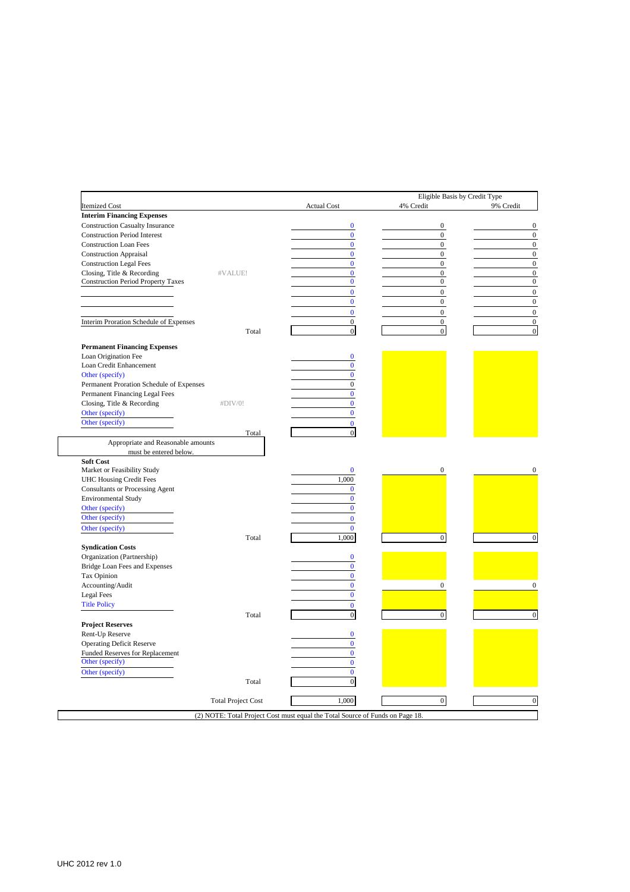| Itemized Cost | | Actual Cost | Eligible Basis by Credit Type 4% Credit | 9% Credit |
|---|---|---|---|---|
| **Interim Financing Expenses** | | | | |
| Construction Casualty Insurance | | 0 | 0 | 0 |
| Construction Period Interest | | 0 | 0 | 0 |
| Construction Loan Fees | | 0 | 0 | 0 |
| Construction Appraisal | | 0 | 0 | 0 |
| Construction Legal Fees | | 0 | 0 | 0 |
| Closing, Title & Recording | #VALUE! | 0 | 0 | 0 |
| Construction Period Property Taxes | | 0 | 0 | 0 |
| | | 0 | 0 | 0 |
| | | 0 | 0 | 0 |
| | | 0 | 0 | 0 |
| Interim Proration Schedule of Expenses | | 0 | 0 | 0 |
| | Total | 0 | 0 | 0 |
| **Permanent Financing Expenses** | | | | |
| Loan Origination Fee | | 0 | | |
| Loan Credit Enhancement | | 0 | | |
| Other (specify) | | 0 | | |
| Permanent Proration Schedule of Expenses | | 0 | | |
| Permanent Financing Legal Fees | | 0 | | |
| Closing, Title & Recording | #DIV/0! | 0 | | |
| Other (specify) | | 0 | | |
| Other (specify) | | 0 | | |
| | Total | 0 | | |
| Appropriate and Reasonable amounts must be entered below. | | | | |
| **Soft Cost** | | | | |
| Market or Feasibility Study | | 0 | 0 | 0 |
| UHC Housing Credit Fees | | 1,000 | | |
| Consultants or Processing Agent | | 0 | | |
| Environmental Study | | 0 | | |
| Other (specify) | | 0 | | |
| Other (specify) | | 0 | | |
| Other (specify) | | 0 | | |
| | Total | 1,000 | 0 | 0 |
| **Syndication Costs** | | | | |
| Organization (Partnership) | | 0 | | |
| Bridge Loan Fees and Expenses | | 0 | | |
| Tax Opinion | | 0 | | |
| Accounting/Audit | | 0 | 0 | 0 |
| Legal Fees | | 0 | | |
| Title Policy | | 0 | | |
| | Total | 0 | 0 | 0 |
| **Project Reserves** | | | | |
| Rent-Up Reserve | | 0 | | |
| Operating Deficit Reserve | | 0 | | |
| Funded Reserves for Replacement | | 0 | | |
| Other (specify) | | 0 | | |
| Other (specify) | | 0 | | |
| | Total | 0 | | |
| | Total Project Cost | 1,000 | 0 | 0 |

(2) NOTE: Total Project Cost must equal the Total Source of Funds on Page 18.

UHC 2012 rev 1.0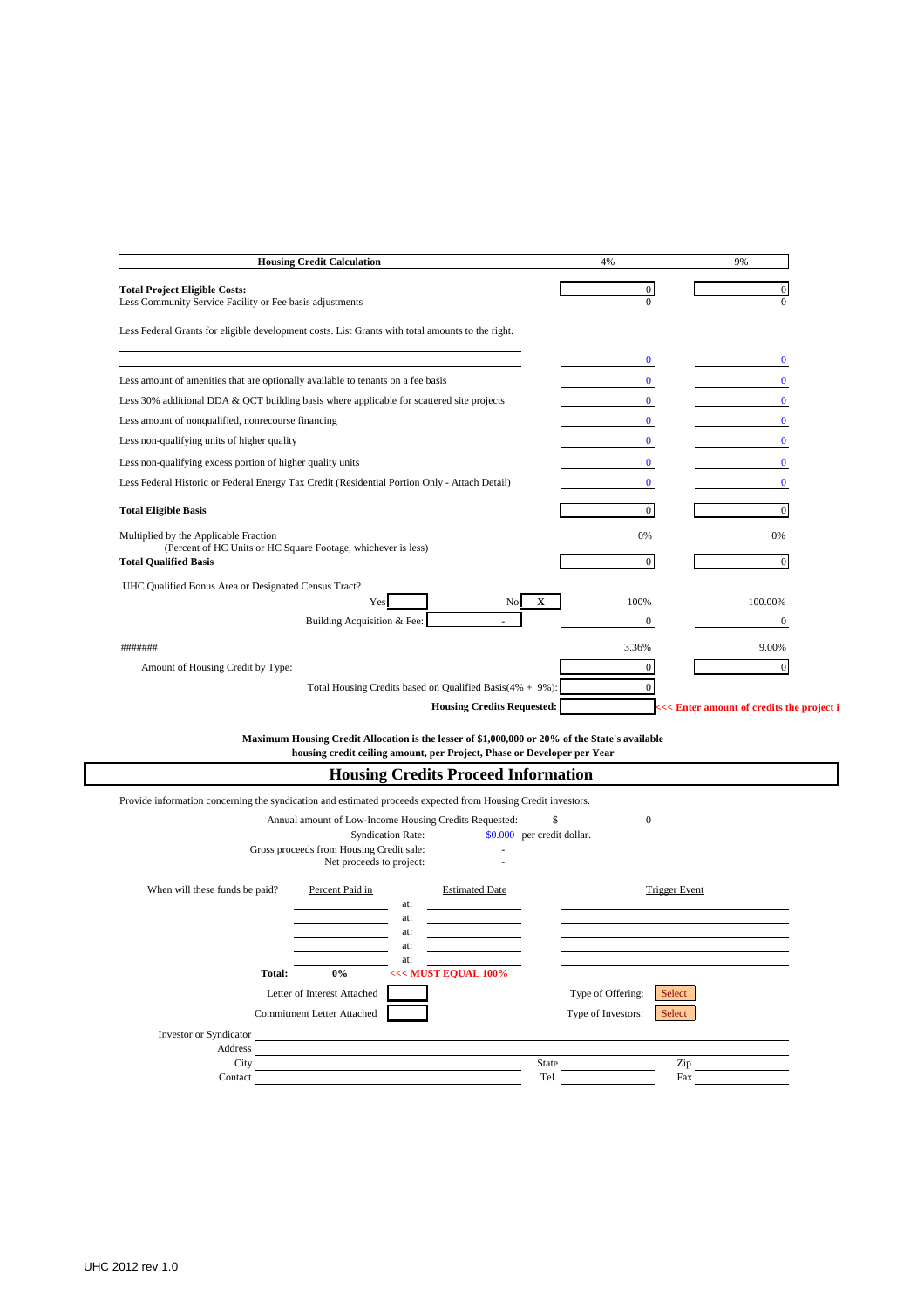| Housing Credit Calculation | 4% | 9% |
|---|---|---|
| **Total Project Eligible Costs:** | 0 | 0 |
| Less Community Service Facility or Fee basis adjustments | 0 | 0 |
| Less Federal Grants for eligible development costs. List Grants with total amounts to the right. | | |
| | 0 | 0 |
| Less amount of amenities that are optionally available to tenants on a fee basis | 0 | 0 |
| Less 30% additional DDA & QCT building basis where applicable for scattered site projects | 0 | 0 |
| Less amount of nonqualified, nonrecourse financing | 0 | 0 |
| Less non-qualifying units of higher quality | 0 | 0 |
| Less non-qualifying excess portion of higher quality units | 0 | 0 |
| Less Federal Historic or Federal Energy Tax Credit (Residential Portion Only - Attach Detail) | 0 | 0 |
| **Total Eligible Basis** | 0 | 0 |
| Multiplied by the Applicable Fraction (Percent of HC Units or HC Square Footage, whichever is less) | 0% | 0% |
| **Total Qualified Basis** | 0 | 0 |
| UHC Qualified Bonus Area or Designated Census Tract? Yes [ ] No [X] | 100% | 100.00% |
| Building Acquisition & Fee: - | 0 | 0 |
| ####### | 3.36% | 9.00% |
| Amount of Housing Credit by Type: | 0 | 0 |
| Total Housing Credits based on Qualified Basis(4% + 9%): | 0 | |
| **Housing Credits Requested:** | | <<< Enter amount of credits the project i |

**Maximum Housing Credit Allocation is the lesser of $1,000,000 or 20% of the State's available housing credit ceiling amount, per Project, Phase or Developer per Year**

## Housing Credits Proceed Information

Provide information concerning the syndication and estimated proceeds expected from Housing Credit investors.

Annual amount of Low-Income Housing Credits Requested: $ 0

Syndication Rate: $0.000 per credit dollar.

Gross proceeds from Housing Credit sale: -

Net proceeds to project: -

When will these funds be paid?

| Percent Paid in | | Estimated Date | Trigger Event |
|---|---|---|---|
| | at: | | |
| | at: | | |
| | at: | | |
| | at: | | |
| | at: | | |
| **Total: 0%** | | **<<< MUST EQUAL 100%** | |

Letter of Interest Attached [ ] Type of Offering: Select

Commitment Letter Attached [ ] Type of Investors: Select

Investor or Syndicator ____________________

Address ____________________

City ____________________ State ____________ Zip ____________

Contact ____________________ Tel. ____________ Fax ____________

UHC 2012 rev 1.0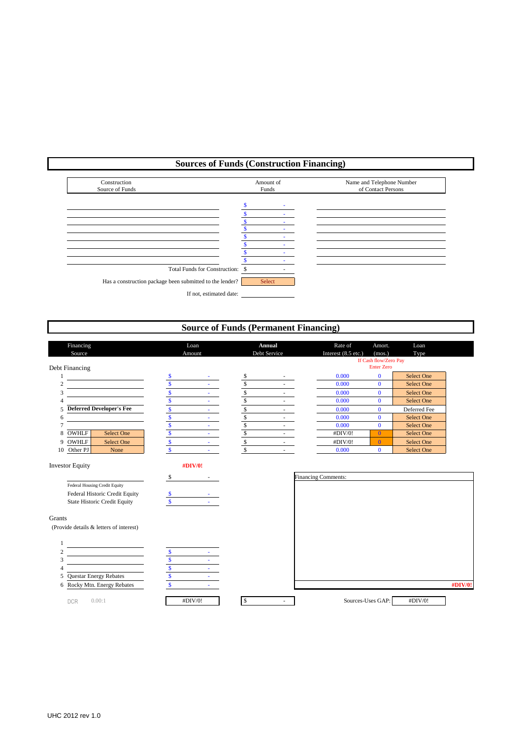## Sources of Funds (Construction Financing)

| Construction Source of Funds | Amount of Funds | Name and Telephone Number of Contact Persons |
|---|---|---|
| | $ - | |
| | $ - | |
| | $ - | |
| | $ - | |
| | $ - | |
| | $ - | |
| | $ - | |
| | $ - | |
| Total Funds for Construction: | $ - | |

Has a construction package been submitted to the lender? Select

If not, estimated date: ______

## Source of Funds (Permanent Financing)

| | Financing Source | | Loan Amount | Annual Debt Service | Rate of Interest (8.5 etc.) | Amort. (mos.) | Loan Type |
|---|---|---|---|---|---|---|---|
| | | | | | | If Cash flow/Zero Pay Enter Zero | |
| **Debt Financing** | | | | | | | |
| 1 | | | $ - | $ - | 0.000 | 0 | Select One |
| 2 | | | $ - | $ - | 0.000 | 0 | Select One |
| 3 | | | $ - | $ - | 0.000 | 0 | Select One |
| 4 | | | $ - | $ - | 0.000 | 0 | Select One |
| 5 | **Deferred Developer's Fee** | | $ - | $ - | 0.000 | 0 | Deferred Fee |
| 6 | | | $ - | $ - | 0.000 | 0 | Select One |
| 7 | | | $ - | $ - | 0.000 | 0 | Select One |
| 8 | OWHLF | Select One | $ - | $ - | #DIV/0! | 0 | Select One |
| 9 | OWHLF | Select One | $ - | $ - | #DIV/0! | 0 | Select One |
| 10 | Other PJ | None | $ - | $ - | 0.000 | 0 | Select One |

**Investor Equity** **#DIV/0!**

| | Amount |
|---|---|
| Federal Housing Credit Equity | $ - |
| Federal Historic Credit Equity | $ - |
| State Historic Credit Equity | $ - |

**Grants**

(Provide details & letters of interest)

| | | Amount |
|---|---|---|
| 1 | | |
| 2 | | $ - |
| 3 | | $ - |
| 4 | | $ - |
| 5 | Questar Energy Rebates | $ - |
| 6 | Rocky Mtn. Energy Rebates | $ - |

Financing Comments:

**#DIV/0!**

DCR 0.00:1 | #DIV/0! | $ - | Sources-Uses GAP: #DIV/0!

UHC 2012 rev 1.0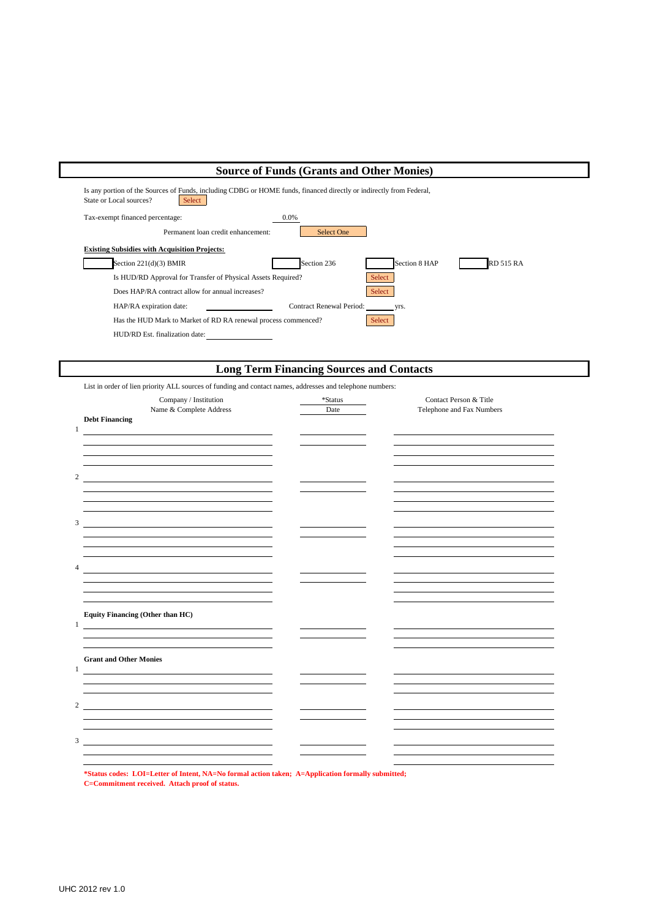## Source of Funds (Grants and Other Monies)

Is any portion of the Sources of Funds, including CDBG or HOME funds, financed directly or indirectly from Federal, State or Local sources? Select

Tax-exempt financed percentage: 0.0%

Permanent loan credit enhancement: Select One

**Existing Subsidies with Acquisition Projects:**

| | Section 221(d)(3) BMIR | | Section 236 | | Section 8 HAP | | RD 515 RA |
|---|---|---|---|---|---|---|---|

Is HUD/RD Approval for Transfer of Physical Assets Required? Select

Does HAP/RA contract allow for annual increases? Select

HAP/RA expiration date: \_\_\_\_\_\_\_\_\_\_ Contract Renewal Period: \_\_\_\_\_ yrs.

Has the HUD Mark to Market of RD RA renewal process commenced? Select

HUD/RD Est. finalization date: \_\_\_\_\_\_\_\_\_\_

## Long Term Financing Sources and Contacts

List in order of lien priority ALL sources of funding and contact names, addresses and telephone numbers:

| | Company / Institution Name & Complete Address | *Status Date | Contact Person & Title Telephone and Fax Numbers |
|---|---|---|---|
| **Debt Financing** | | | |
| 1 | | | |
| 2 | | | |
| 3 | | | |
| 4 | | | |
| **Equity Financing (Other than HC)** | | | |
| 1 | | | |
| **Grant and Other Monies** | | | |
| 1 | | | |
| 2 | | | |
| 3 | | | |

**\*Status codes: LOI=Letter of Intent, NA=No formal action taken; A=Application formally submitted; C=Commitment received. Attach proof of status.**

UHC 2012 rev 1.0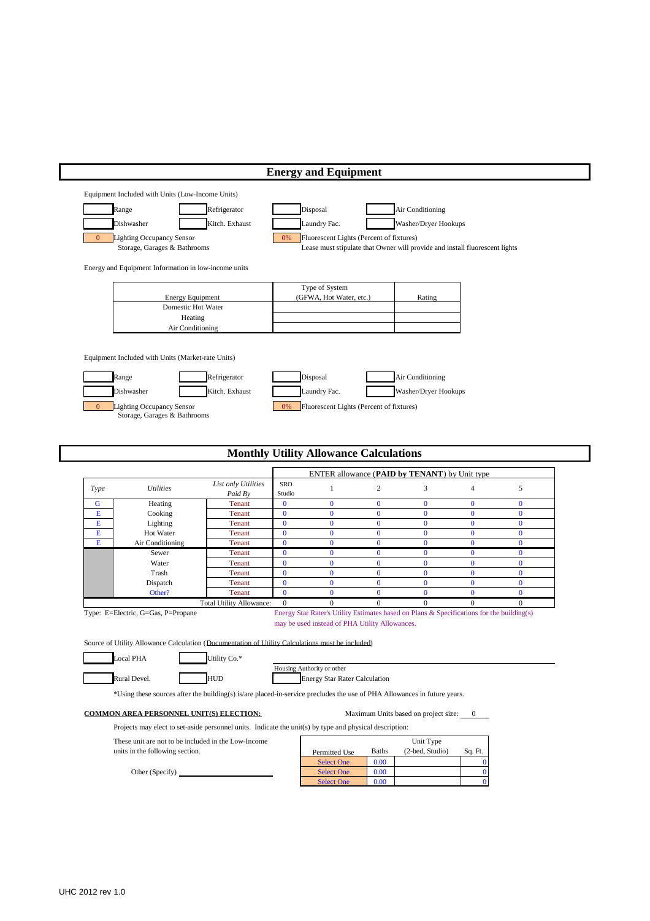# Energy and Equipment

Equipment Included with Units (Low-Income Units)

| | | | | | | | |
|---|---|---|---|---|---|---|---|
| | Range | | Refrigerator | | Disposal | | Air Conditioning |
| | Dishwasher | | Kitch. Exhaust | | Laundry Fac. | | Washer/Dryer Hookups |
| 0 | Lighting Occupancy Sensor Storage, Garages & Bathrooms | | | 0% | Fluorescent Lights (Percent of fixtures) Lease must stipulate that Owner will provide and install fluorescent lights | | |

Energy and Equipment Information in low-income units

| Energy Equipment | Type of System (GFWA, Hot Water, etc.) | Rating |
|---|---|---|
| Domestic Hot Water | | |
| Heating | | |
| Air Conditioning | | |

Equipment Included with Units (Market-rate Units)

| | | | | | | | |
|---|---|---|---|---|---|---|---|
| | Range | | Refrigerator | | Disposal | | Air Conditioning |
| | Dishwasher | | Kitch. Exhaust | | Laundry Fac. | | Washer/Dryer Hookups |
| 0 | Lighting Occupancy Sensor Storage, Garages & Bathrooms | | | 0% | Fluorescent Lights (Percent of fixtures) | | |

# Monthly Utility Allowance Calculations

| | | | ENTER allowance (**PAID by TENANT**) by Unit type | | | | | |
|---|---|---|---|---|---|---|---|---|
| *Type* | *Utilities* | *List only Utilities Paid By* | SRO Studio | 1 | 2 | 3 | 4 | 5 |
| G | Heating | Tenant | 0 | 0 | 0 | 0 | 0 | 0 |
| E | Cooking | Tenant | 0 | 0 | 0 | 0 | 0 | 0 |
| E | Lighting | Tenant | 0 | 0 | 0 | 0 | 0 | 0 |
| E | Hot Water | Tenant | 0 | 0 | 0 | 0 | 0 | 0 |
| E | Air Conditioning | Tenant | 0 | 0 | 0 | 0 | 0 | 0 |
| | Sewer | Tenant | 0 | 0 | 0 | 0 | 0 | 0 |
| | Water | Tenant | 0 | 0 | 0 | 0 | 0 | 0 |
| | Trash | Tenant | 0 | 0 | 0 | 0 | 0 | 0 |
| | Dispatch | Tenant | 0 | 0 | 0 | 0 | 0 | 0 |
| | Other? | Tenant | 0 | 0 | 0 | 0 | 0 | 0 |
| | | Total Utility Allowance: | 0 | 0 | 0 | 0 | 0 | 0 |

Type: E=Electric, G=Gas, P=Propane

Energy Star Rater's Utility Estimates based on Plans & Specifications for the building(s) may be used instead of PHA Utility Allowances.

Source of Utility Allowance Calculation (Documentation of Utility Calculations must be included)

| | | | | |
|---|---|---|---|---|
| | Local PHA | | Utility Co.* | Housing Authority or other |
| | Rural Devel. | | HUD | Energy Star Rater Calculation |

*Using these sources after the building(s) is/are placed-in-service precludes the use of PHA Allowances in future years.

**COMMON AREA PERSONNEL UNIT(S) ELECTION:** Maximum Units based on project size: 0

Projects may elect to set-aside personnel units. Indicate the unit(s) by type and physical description:

These unit are not to be included in the Low-Income units in the following section.

Other (Specify) ______________________

| Permitted Use | Baths | Unit Type (2-bed, Studio) | Sq. Ft. |
|---|---|---|---|
| Select One | 0.00 | | 0 |
| Select One | 0.00 | | 0 |
| Select One | 0.00 | | 0 |

UHC 2012 rev 1.0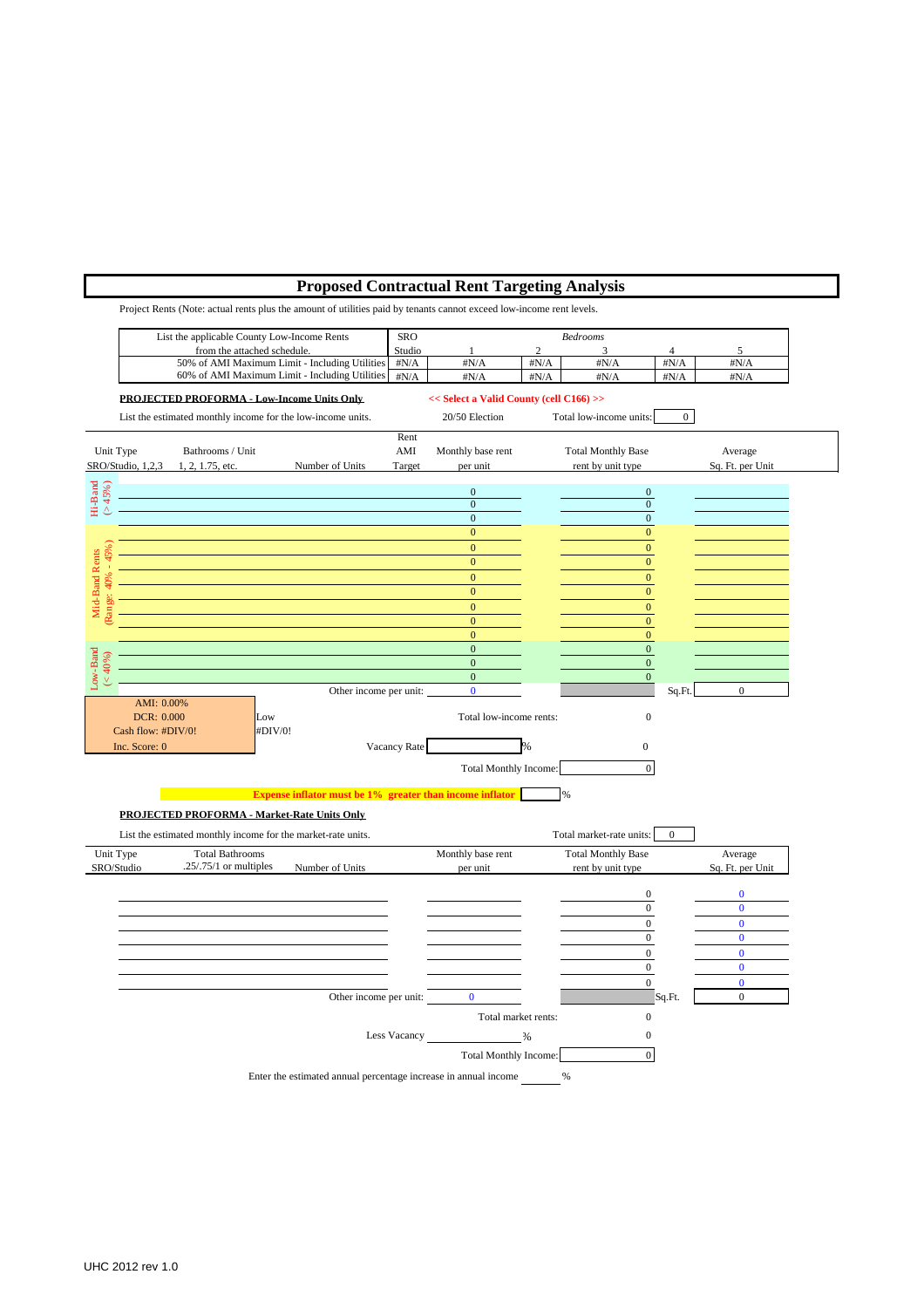# Proposed Contractual Rent Targeting Analysis

Project Rents (Note: actual rents plus the amount of utilities paid by tenants cannot exceed low-income rent levels.

| List the applicable County Low-Income Rents from the attached schedule. | SRO Studio | Bedrooms 1 | 2 | 3 | 4 | 5 |
|---|---|---|---|---|---|---|
| 50% of AMI Maximum Limit - Including Utilities | #N/A | #N/A | #N/A | #N/A | #N/A | #N/A |
| 60% of AMI Maximum Limit - Including Utilities | #N/A | #N/A | #N/A | #N/A | #N/A | #N/A |

**PROJECTED PROFORMA - Low-Income Units Only**

**<< Select a Valid County (cell C166) >>**

List the estimated monthly income for the low-income units.

20/50 Election

Total low-income units: 0

| | Unit Type SRO/Studio, 1,2,3 | Bathrooms / Unit 1, 2, 1.75, etc. | Number of Units | Rent AMI Target | Monthly base rent per unit | Total Monthly Base rent by unit type | Average Sq. Ft. per Unit |
|---|---|---|---|---|---|---|---|
| Hi-Band (> 45%) | | | | | 0 | 0 | |
| | | | | | 0 | 0 | |
| | | | | | 0 | 0 | |
| Mid-Band Rents (Range: 40% - 45%) | | | | | 0 | 0 | |
| | | | | | 0 | 0 | |
| | | | | | 0 | 0 | |
| | | | | | 0 | 0 | |
| | | | | | 0 | 0 | |
| | | | | | 0 | 0 | |
| | | | | | 0 | 0 | |
| | | | | | 0 | 0 | |
| Low-Band (< 40%) | | | | | 0 | 0 | |
| | | | | | 0 | 0 | |
| | | | | | 0 | 0 | |
| | | | | Other income per unit: | 0 | Sq.Ft. | 0 |

AMI: 0.00%
DCR: 0.000
Cash flow: #DIV/0!
Inc. Score: 0

Low
#DIV/0!

Total low-income rents: 0

Vacancy Rate ______ % 0

Total Monthly Income: 0

**Expense inflator must be 1% greater than income inflator** ______ %

**PROJECTED PROFORMA - Market-Rate Units Only**

List the estimated monthly income for the market-rate units.

Total market-rate units: 0

| Unit Type SRO/Studio | Total Bathrooms .25/.75/1 or multiples | Number of Units | Monthly base rent per unit | Total Monthly Base rent by unit type | Average Sq. Ft. per Unit |
|---|---|---|---|---|---|
| | | | | 0 | 0 |
| | | | | 0 | 0 |
| | | | | 0 | 0 |
| | | | | 0 | 0 |
| | | | | 0 | 0 |
| | | | | 0 | 0 |
| | | | | 0 | 0 |
| | | Other income per unit: | 0 | Sq.Ft. | 0 |

Total market rents: 0

Less Vacancy ______ % 0

Total Monthly Income: 0

Enter the estimated annual percentage increase in annual income ______ %

UHC 2012 rev 1.0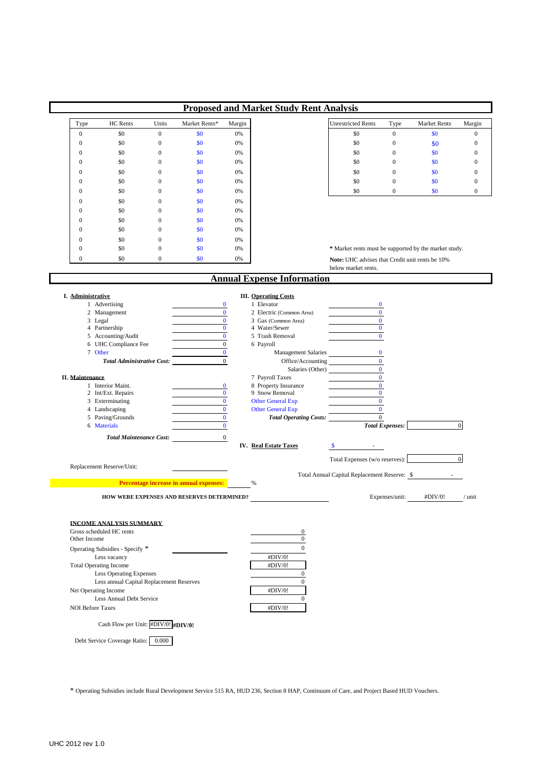# Proposed and Market Study Rent Analysis

| Type | HC Rents | Units | Market Rents* | Margin |
|---|---|---|---|---|
| 0 | $0 | 0 | $0 | 0% |
| 0 | $0 | 0 | $0 | 0% |
| 0 | $0 | 0 | $0 | 0% |
| 0 | $0 | 0 | $0 | 0% |
| 0 | $0 | 0 | $0 | 0% |
| 0 | $0 | 0 | $0 | 0% |
| 0 | $0 | 0 | $0 | 0% |
| 0 | $0 | 0 | $0 | 0% |
| 0 | $0 | 0 | $0 | 0% |
| 0 | $0 | 0 | $0 | 0% |
| 0 | $0 | 0 | $0 | 0% |
| 0 | $0 | 0 | $0 | 0% |
| 0 | $0 | 0 | $0 | 0% |
| 0 | $0 | 0 | $0 | 0% |

| Unrestricted Rents | Type | Market Rents | Margin |
|---|---|---|---|
| $0 | 0 | $0 | 0 |
| $0 | 0 | $0 | 0 |
| $0 | 0 | $0 | 0 |
| $0 | 0 | $0 | 0 |
| $0 | 0 | $0 | 0 |
| $0 | 0 | $0 | 0 |
| $0 | 0 | $0 | 0 |

\* Market rents must be supported by the market study.

**Note:** UHC advises that Credit unit rents be 10% below market rents.

# Annual Expense Information

**I. Administrative**

| | | |
|---|---|---|
| 1 | Advertising | 0 |
| 2 | Management | 0 |
| 3 | Legal | 0 |
| 4 | Partnership | 0 |
| 5 | Accounting/Audit | 0 |
| 6 | UHC Compliance Fee | 0 |
| 7 | Other | 0 |
| | ***Total Administrative Cost:*** | 0 |

**II. Maintenance**

| | | |
|---|---|---|
| 1 | Interior Maint. | 0 |
| 2 | Int/Ext. Repairs | 0 |
| 3 | Exterminating | 0 |
| 4 | Landscaping | 0 |
| 5 | Paving/Grounds | 0 |
| 6 | Materials | 0 |
| | ***Total Maintenance Cost:*** | 0 |

**III. Operating Costs**

| | | |
|---|---|---|
| 1 | Elevator | 0 |
| 2 | Electric (Common Area) | 0 |
| 3 | Gas (Common Area) | 0 |
| 4 | Water/Sewer | 0 |
| 5 | Trash Removal | 0 |
| 6 | Payroll | |
| | Management Salaries | 0 |
| | Office/Accounting | 0 |
| | Salaries (Other) | 0 |
| 7 | Payroll Taxes | 0 |
| 8 | Property Insurance | 0 |
| 9 | Snow Removal | 0 |
| | Other General Exp | 0 |
| | Other General Exp | 0 |
| | ***Total Operating Costs:*** | 0 |

***Total Expenses:*** 0

**IV. Real Estate Taxes** $ -

Total Expenses (w/o reserves): 0

Replacement Reserve/Unit:

Total Annual Capital Replacement Reserve: $ -

**Percentage increase in annual expenses:** %

**HOW WERE EXPENSES AND RESERVES DETERMINED?**

Expenses/unit: #DIV/0! / unit

**INCOME ANALYSIS SUMMARY**

| | |
|---|---|
| Gross scheduled HC rents | 0 |
| Other Income | 0 |
| Operating Subsidies - Specify * | 0 |
| Less vacancy | #DIV/0! |
| Total Operating Income | #DIV/0! |
| Less Operating Expenses | 0 |
| Less annual Capital Replacement Reserves | 0 |
| Net Operating Income | #DIV/0! |
| Less Annual Debt Service | 0 |
| NOI Before Taxes | #DIV/0! |

Cash Flow per Unit: #DIV/0! **#DIV/0!**

Debt Service Coverage Ratio: 0.000

\* Operating Subsidies include Rural Development Service 515 RA, HUD 236, Section 8 HAP, Continuum of Care, and Project Based HUD Vouchers.

UHC 2012 rev 1.0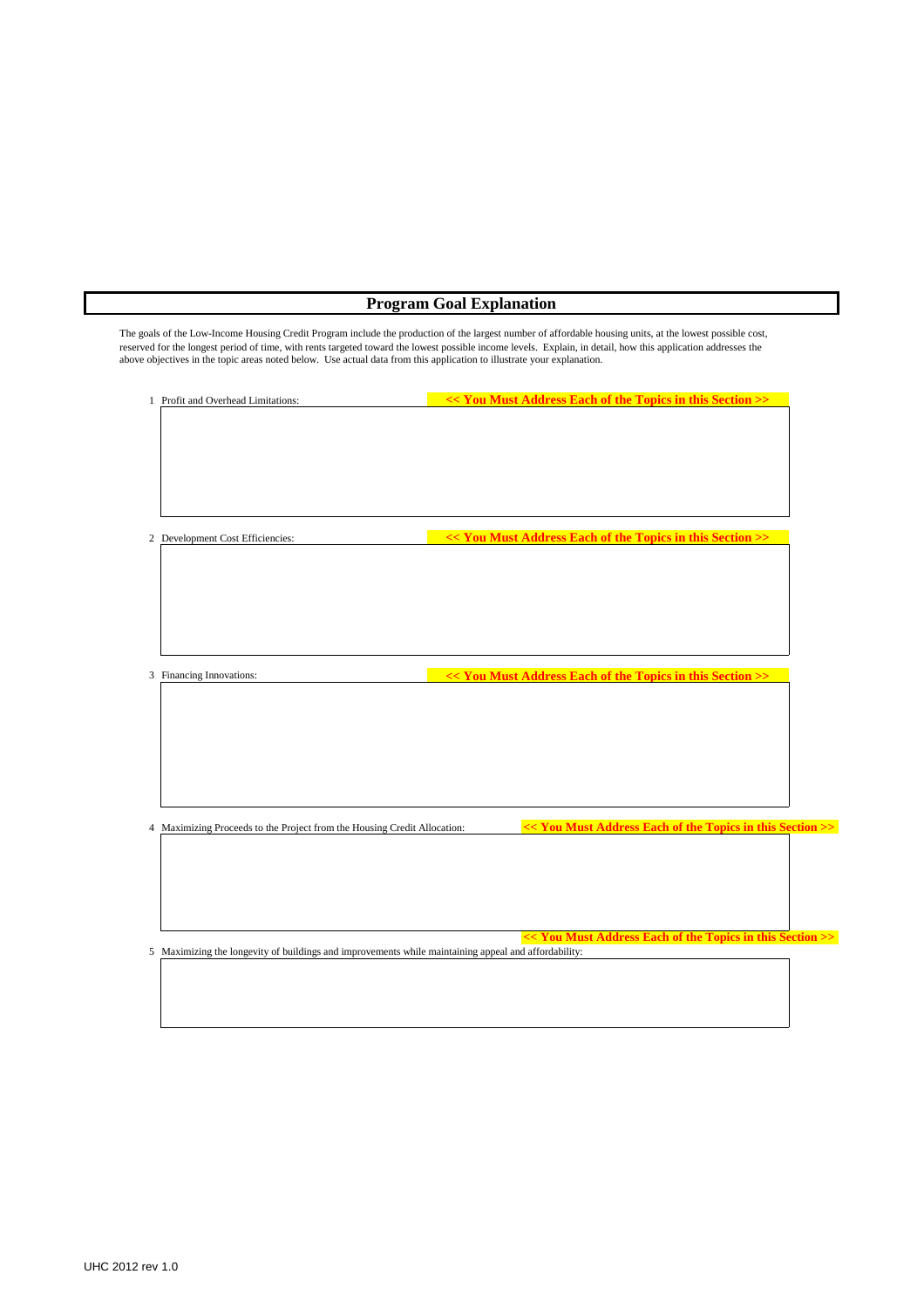# Program Goal Explanation

The goals of the Low-Income Housing Credit Program include the production of the largest number of affordable housing units, at the lowest possible cost, reserved for the longest period of time, with rents targeted toward the lowest possible income levels. Explain, in detail, how this application addresses the above objectives in the topic areas noted below. Use actual data from this application to illustrate your explanation.

1 Profit and Overhead Limitations: **<< You Must Address Each of the Topics in this Section >>**

2 Development Cost Efficiencies: **<< You Must Address Each of the Topics in this Section >>**

3 Financing Innovations: **<< You Must Address Each of the Topics in this Section >>**

4 Maximizing Proceeds to the Project from the Housing Credit Allocation: **<< You Must Address Each of the Topics in this Section >>**

**<< You Must Address Each of the Topics in this Section >>**

5 Maximizing the longevity of buildings and improvements while maintaining appeal and affordability: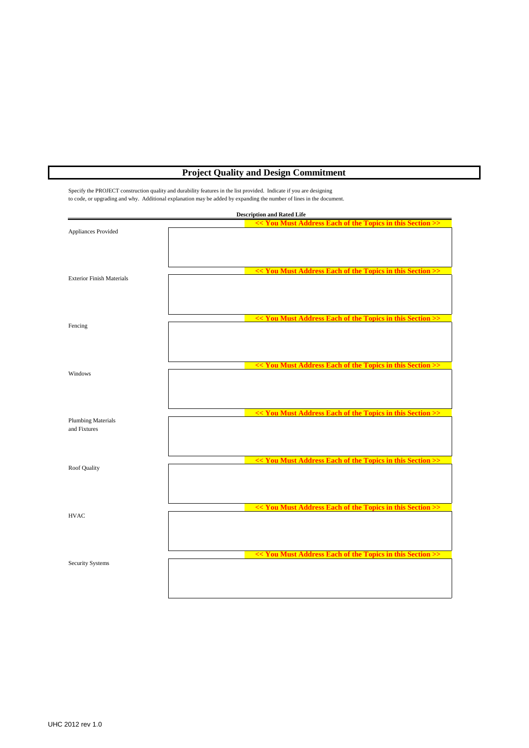# Project Quality and Design Commitment

Specify the PROJECT construction quality and durability features in the list provided. Indicate if you are designing to code, or upgrading and why. Additional explanation may be added by expanding the number of lines in the document.

| | Description and Rated Life |
|---|---|
| | << You Must Address Each of the Topics in this Section >> |
| Appliances Provided | |
| | << You Must Address Each of the Topics in this Section >> |
| Exterior Finish Materials | |
| | << You Must Address Each of the Topics in this Section >> |
| Fencing | |
| | << You Must Address Each of the Topics in this Section >> |
| Windows | |
| | << You Must Address Each of the Topics in this Section >> |
| Plumbing Materials and Fixtures | |
| | << You Must Address Each of the Topics in this Section >> |
| Roof Quality | |
| | << You Must Address Each of the Topics in this Section >> |
| HVAC | |
| | << You Must Address Each of the Topics in this Section >> |
| Security Systems | |

UHC 2012 rev 1.0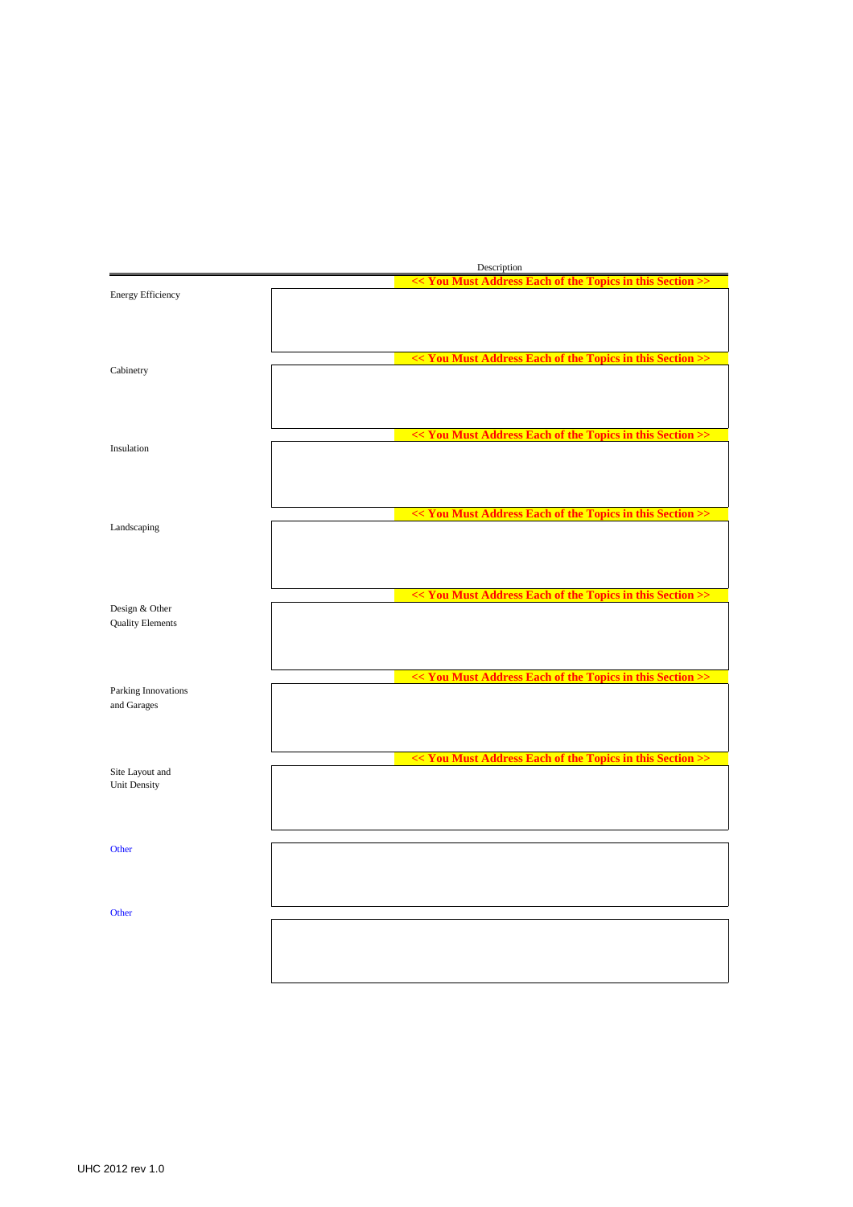| | Description |
|---|---|
| | **<< You Must Address Each of the Topics in this Section >>** |
| Energy Efficiency | |
| | **<< You Must Address Each of the Topics in this Section >>** |
| Cabinetry | |
| | **<< You Must Address Each of the Topics in this Section >>** |
| Insulation | |
| | **<< You Must Address Each of the Topics in this Section >>** |
| Landscaping | |
| | **<< You Must Address Each of the Topics in this Section >>** |
| Design & Other Quality Elements | |
| | **<< You Must Address Each of the Topics in this Section >>** |
| Parking Innovations and Garages | |
| | **<< You Must Address Each of the Topics in this Section >>** |
| Site Layout and Unit Density | |
| Other | |
| Other | |

UHC 2012 rev 1.0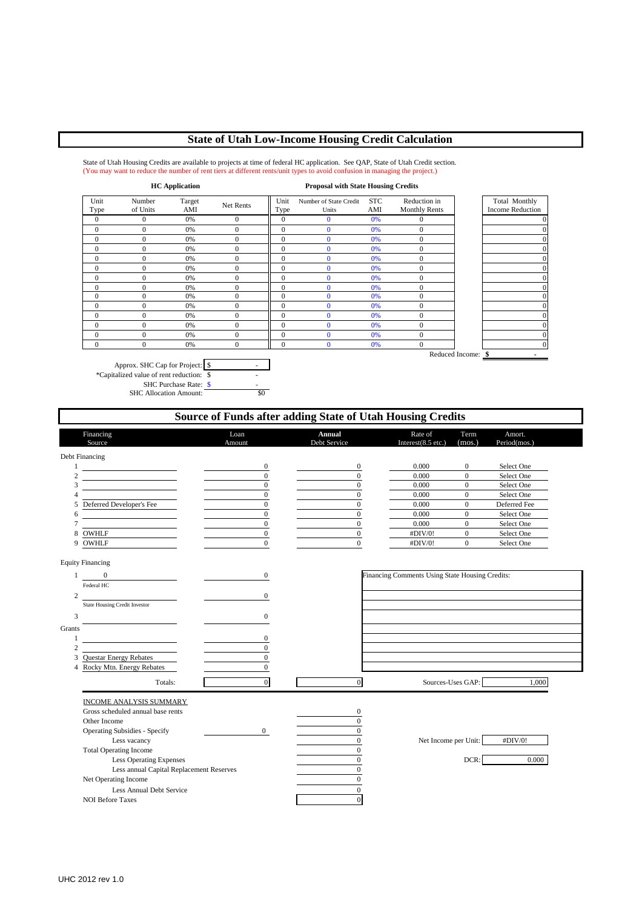# State of Utah Low-Income Housing Credit Calculation

State of Utah Housing Credits are available to projects at time of federal HC application. See QAP, State of Utah Credit section.
(You may want to reduce the number of rent tiers at different rents/unit types to avoid confusion in managing the project.)

| HC Application | | | | Proposal with State Housing Credits | | | | |
|---|---|---|---|---|---|---|---|---|
| Unit Type | Number of Units | Target AMI | Net Rents | Unit Type | Number of State Credit Units | STC AMI | Reduction in Monthly Rents | Total Monthly Income Reduction |
| 0 | 0 | 0% | 0 | 0 | 0 | 0% | 0 | 0 |
| 0 | 0 | 0% | 0 | 0 | 0 | 0% | 0 | 0 |
| 0 | 0 | 0% | 0 | 0 | 0 | 0% | 0 | 0 |
| 0 | 0 | 0% | 0 | 0 | 0 | 0% | 0 | 0 |
| 0 | 0 | 0% | 0 | 0 | 0 | 0% | 0 | 0 |
| 0 | 0 | 0% | 0 | 0 | 0 | 0% | 0 | 0 |
| 0 | 0 | 0% | 0 | 0 | 0 | 0% | 0 | 0 |
| 0 | 0 | 0% | 0 | 0 | 0 | 0% | 0 | 0 |
| 0 | 0 | 0% | 0 | 0 | 0 | 0% | 0 | 0 |
| 0 | 0 | 0% | 0 | 0 | 0 | 0% | 0 | 0 |
| 0 | 0 | 0% | 0 | 0 | 0 | 0% | 0 | 0 |
| 0 | 0 | 0% | 0 | 0 | 0 | 0% | 0 | 0 |
| 0 | 0 | 0% | 0 | 0 | 0 | 0% | 0 | 0 |
| 0 | 0 | 0% | 0 | 0 | 0 | 0% | 0 | 0 |
| | | | | | | | Reduced Income: | $ - |

Approx. SHC Cap for Project: $ -
*Capitalized value of rent reduction: $ -
SHC Purchase Rate: $ -
SHC Allocation Amount: $0

# Source of Funds after adding State of Utah Housing Credits

| | Financing Source | Loan Amount | Annual Debt Service | Rate of Interest(8.5 etc.) | Term (mos.) | Amort. Period(mos.) |
|---|---|---|---|---|---|---|
| **Debt Financing** | | | | | | |
| 1 | | 0 | 0 | 0.000 | 0 | Select One |
| 2 | | 0 | 0 | 0.000 | 0 | Select One |
| 3 | | 0 | 0 | 0.000 | 0 | Select One |
| 4 | | 0 | 0 | 0.000 | 0 | Select One |
| 5 | Deferred Developer's Fee | 0 | 0 | 0.000 | 0 | Deferred Fee |
| 6 | | 0 | 0 | 0.000 | 0 | Select One |
| 7 | | 0 | 0 | 0.000 | 0 | Select One |
| 8 | OWHLF | 0 | 0 | #DIV/0! | 0 | Select One |
| 9 | OWHLF | 0 | 0 | #DIV/0! | 0 | Select One |
| **Equity Financing** | | | | | | |
| 1 | 0 (Federal HC) | 0 | | | | |
| 2 | State Housing Credit Investor | 0 | | | | |
| 3 | | 0 | | | | |
| **Grants** | | | | | | |
| 1 | | 0 | | | | |
| 2 | | 0 | | | | |
| 3 | Questar Energy Rebates | 0 | | | | |
| 4 | Rocky Mtn. Energy Rebates | 0 | | | | |
| | Totals: | 0 | 0 | Sources-Uses GAP: | | 1,000 |

Financing Comments Using State Housing Credits:

| INCOME ANALYSIS SUMMARY | | |
|---|---|---|
| Gross scheduled annual base rents | | 0 |
| Other Income | | 0 |
| Operating Subsidies - Specify | 0 | 0 |
| Less vacancy | | 0 |
| Total Operating Income | | 0 |
| Less Operating Expenses | | 0 |
| Less annual Capital Replacement Reserves | | 0 |
| Net Operating Income | | 0 |
| Less Annual Debt Service | | 0 |
| NOI Before Taxes | | 0 |

Net Income per Unit: #DIV/0!

DCR: 0.000

UHC 2012 rev 1.0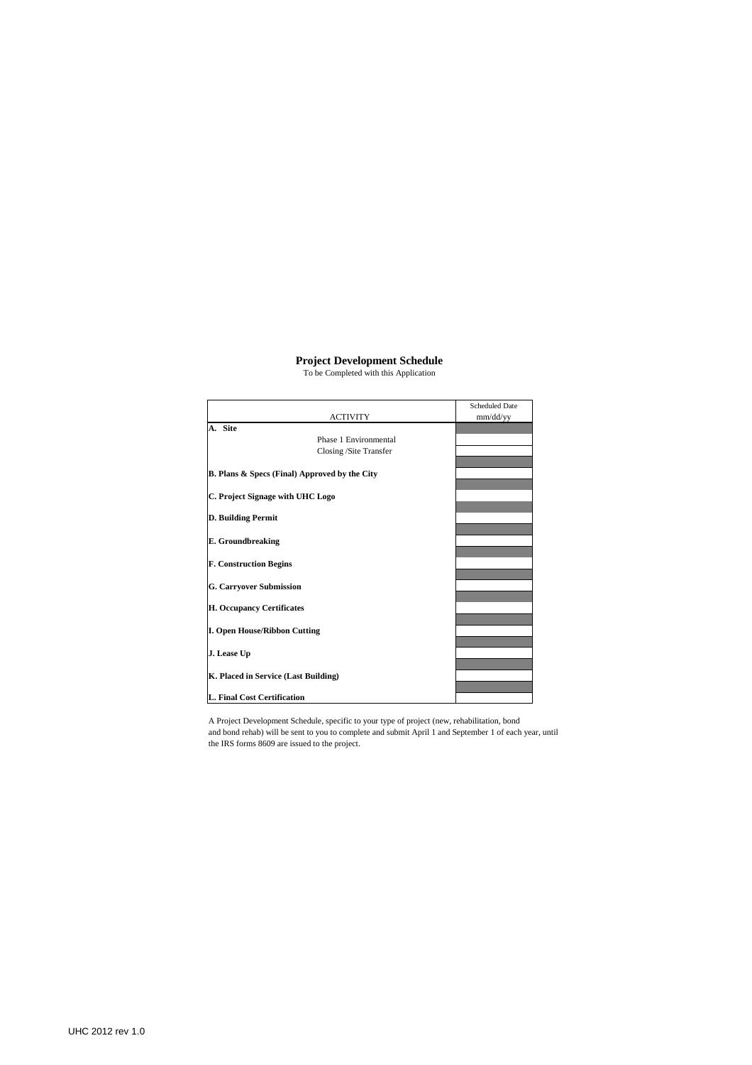# Project Development Schedule

To be Completed with this Application

| ACTIVITY | Scheduled Date mm/dd/yy |
|---|---|
| **A. Site** | |
| Phase 1 Environmental | |
| Closing /Site Transfer | |
| **B. Plans & Specs (Final) Approved by the City** | |
| **C. Project Signage with UHC Logo** | |
| **D. Building Permit** | |
| **E. Groundbreaking** | |
| **F. Construction Begins** | |
| **G. Carryover Submission** | |
| **H. Occupancy Certificates** | |
| **I. Open House/Ribbon Cutting** | |
| **J. Lease Up** | |
| **K. Placed in Service (Last Building)** | |
| **L. Final Cost Certification** | |

A Project Development Schedule, specific to your type of project (new, rehabilitation, bond and bond rehab) will be sent to you to complete and submit April 1 and September 1 of each year, until the IRS forms 8609 are issued to the project.

UHC 2012 rev 1.0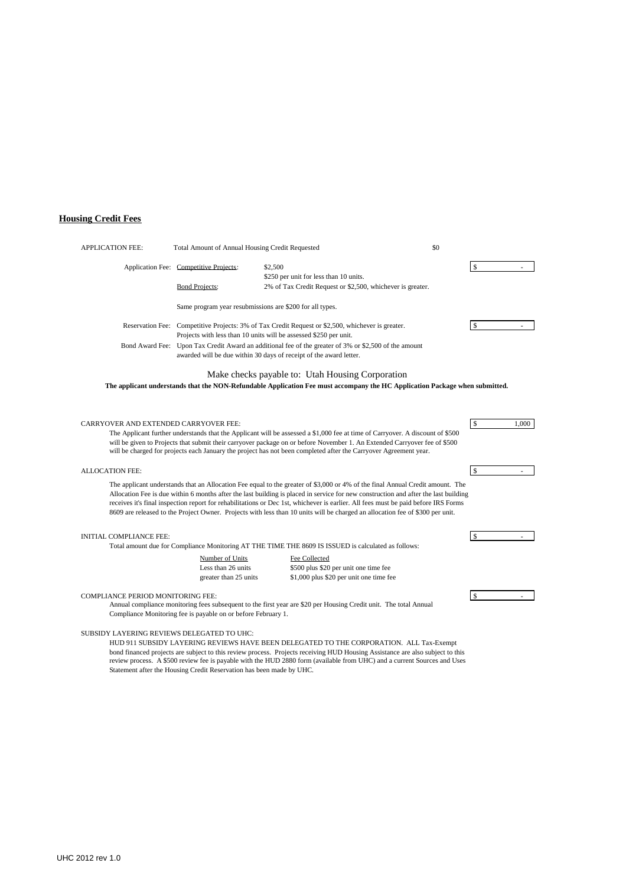## Housing Credit Fees

APPLICATION FEE: Total Amount of Annual Housing Credit Requested $0

| | | | |
|---|---|---|---|
| Application Fee: | Competitive Projects: | $2,500<br>$250 per unit for less than 10 units. | $ - |
| | Bond Projects: | 2% of Tax Credit Request or $2,500, whichever is greater. | |

Same program year resubmissions are $200 for all types.

Reservation Fee: Competitive Projects: 3% of Tax Credit Request or $2,500, whichever is greater. Projects with less than 10 units will be assessed $250 per unit. $ -

Bond Award Fee: Upon Tax Credit Award an additional fee of the greater of 3% or $2,500 of the amount awarded will be due within 30 days of receipt of the award letter.

Make checks payable to: Utah Housing Corporation

**The applicant understands that the NON-Refundable Application Fee must accompany the HC Application Package when submitted.**

CARRYOVER AND EXTENDED CARRYOVER FEE: $ 1,000

The Applicant further understands that the Applicant will be assessed a $1,000 fee at time of Carryover. A discount of $500 will be given to Projects that submit their carryover package on or before November 1. An Extended Carryover fee of $500 will be charged for projects each January the project has not been completed after the Carryover Agreement year.

ALLOCATION FEE: $ -

The applicant understands that an Allocation Fee equal to the greater of $3,000 or 4% of the final Annual Credit amount. The Allocation Fee is due within 6 months after the last building is placed in service for new construction and after the last building receives it's final inspection report for rehabilitations or Dec 1st, whichever is earlier. All fees must be paid before IRS Forms 8609 are released to the Project Owner. Projects with less than 10 units will be charged an allocation fee of $300 per unit.

INITIAL COMPLIANCE FEE: $ -

Total amount due for Compliance Monitoring AT THE TIME THE 8609 IS ISSUED is calculated as follows:

| Number of Units | Fee Collected |
|---|---|
| Less than 26 units | $500 plus $20 per unit one time fee |
| greater than 25 units | $1,000 plus $20 per unit one time fee |

COMPLIANCE PERIOD MONITORING FEE: $ -

Annual compliance monitoring fees subsequent to the first year are $20 per Housing Credit unit. The total Annual Compliance Monitoring fee is payable on or before February 1.

SUBSIDY LAYERING REVIEWS DELEGATED TO UHC:

HUD 911 SUBSIDY LAYERING REVIEWS HAVE BEEN DELEGATED TO THE CORPORATION. ALL Tax-Exempt bond financed projects are subject to this review process. Projects receiving HUD Housing Assistance are also subject to this review process. A $500 review fee is payable with the HUD 2880 form (available from UHC) and a current Sources and Uses Statement after the Housing Credit Reservation has been made by UHC.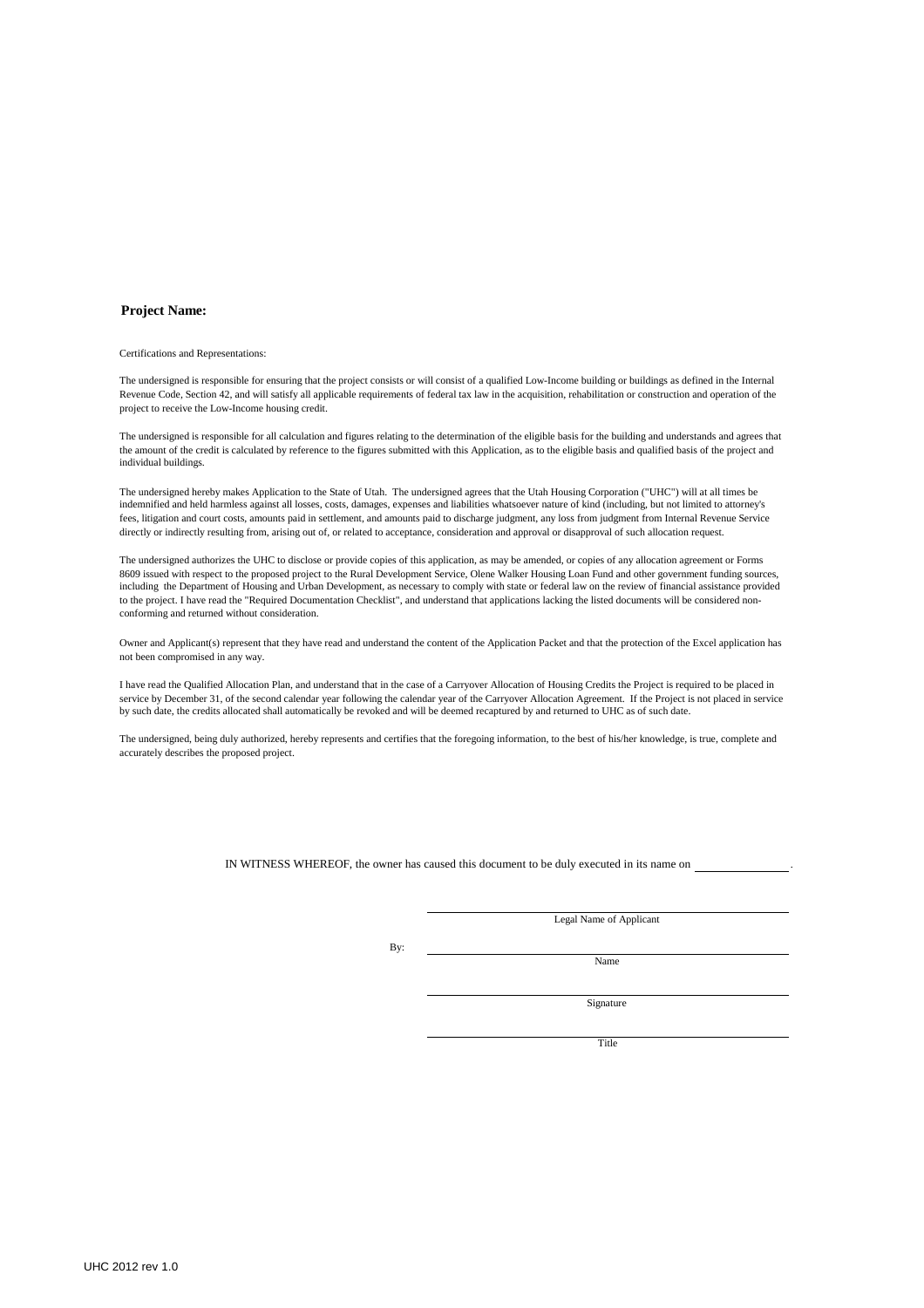**Project Name:**

Certifications and Representations:

The undersigned is responsible for ensuring that the project consists or will consist of a qualified Low-Income building or buildings as defined in the Internal Revenue Code, Section 42, and will satisfy all applicable requirements of federal tax law in the acquisition, rehabilitation or construction and operation of the project to receive the Low-Income housing credit.

The undersigned is responsible for all calculation and figures relating to the determination of the eligible basis for the building and understands and agrees that the amount of the credit is calculated by reference to the figures submitted with this Application, as to the eligible basis and qualified basis of the project and individual buildings.

The undersigned hereby makes Application to the State of Utah. The undersigned agrees that the Utah Housing Corporation ("UHC") will at all times be indemnified and held harmless against all losses, costs, damages, expenses and liabilities whatsoever nature of kind (including, but not limited to attorney's fees, litigation and court costs, amounts paid in settlement, and amounts paid to discharge judgment, any loss from judgment from Internal Revenue Service directly or indirectly resulting from, arising out of, or related to acceptance, consideration and approval or disapproval of such allocation request.

The undersigned authorizes the UHC to disclose or provide copies of this application, as may be amended, or copies of any allocation agreement or Forms 8609 issued with respect to the proposed project to the Rural Development Service, Olene Walker Housing Loan Fund and other government funding sources, including the Department of Housing and Urban Development, as necessary to comply with state or federal law on the review of financial assistance provided to the project. I have read the "Required Documentation Checklist", and understand that applications lacking the listed documents will be considered non-conforming and returned without consideration.

Owner and Applicant(s) represent that they have read and understand the content of the Application Packet and that the protection of the Excel application has not been compromised in any way.

I have read the Qualified Allocation Plan, and understand that in the case of a Carryover Allocation of Housing Credits the Project is required to be placed in service by December 31, of the second calendar year following the calendar year of the Carryover Allocation Agreement. If the Project is not placed in service by such date, the credits allocated shall automatically be revoked and will be deemed recaptured by and returned to UHC as of such date.

The undersigned, being duly authorized, hereby represents and certifies that the foregoing information, to the best of his/her knowledge, is true, complete and accurately describes the proposed project.

IN WITNESS WHEREOF, the owner has caused this document to be duly executed in its name on \_\_\_\_\_\_\_\_\_\_\_\_.

\_\_\_\_\_\_\_\_\_\_\_\_\_\_\_\_\_\_\_\_\_\_\_\_\_\_\_\_\_\_\_\_

Legal Name of Applicant

By: \_\_\_\_\_\_\_\_\_\_\_\_\_\_\_\_\_\_\_\_\_\_\_\_\_\_\_\_\_\_\_\_

Name

\_\_\_\_\_\_\_\_\_\_\_\_\_\_\_\_\_\_\_\_\_\_\_\_\_\_\_\_\_\_\_\_

Signature

\_\_\_\_\_\_\_\_\_\_\_\_\_\_\_\_\_\_\_\_\_\_\_\_\_\_\_\_\_\_\_\_

Title

UHC 2012 rev 1.0